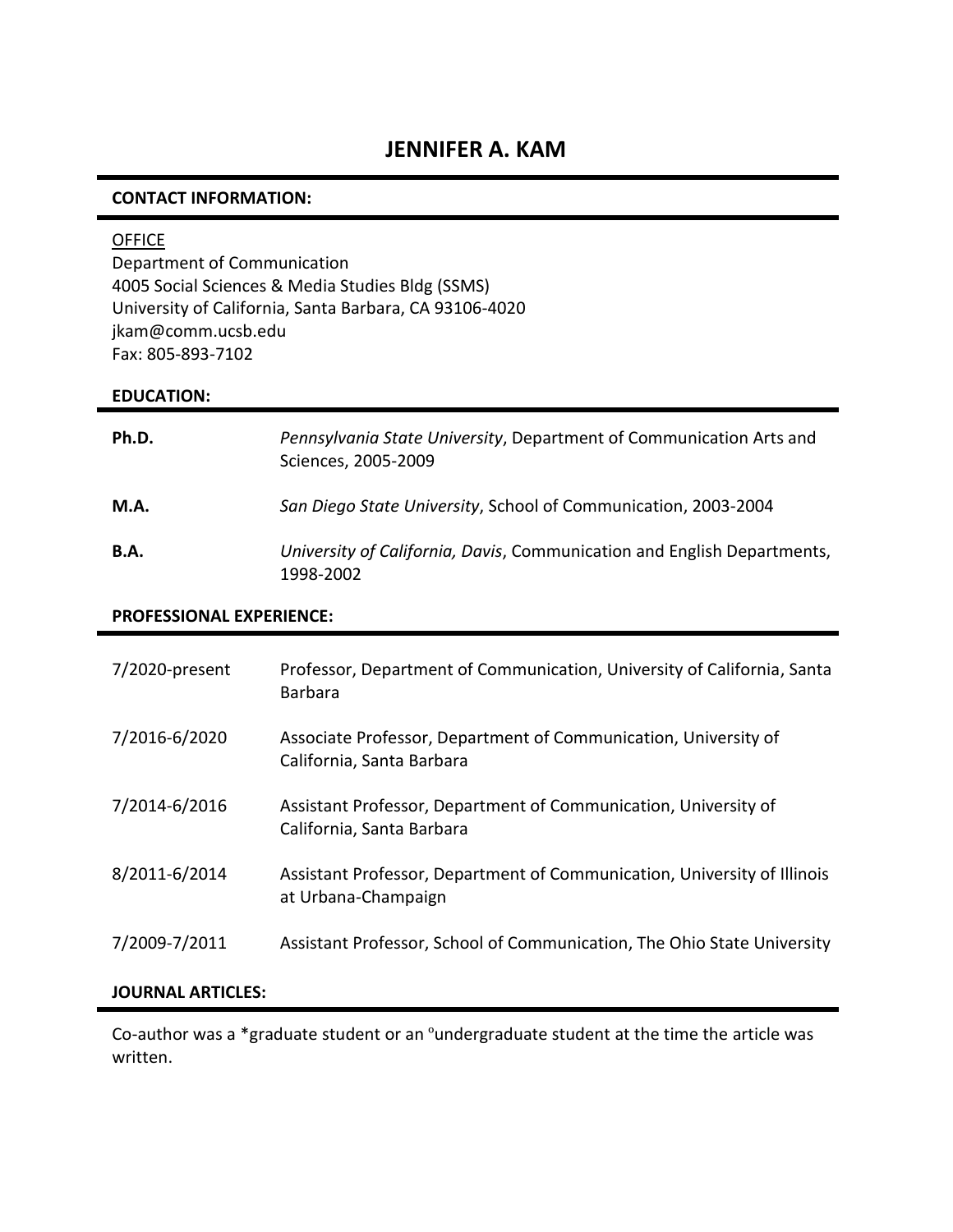# JENNIFER A. KAM

## CONTACT INFORMATION:

OFFICE
Department of Communication
4005 Social Sciences & Media Studies Bldg (SSMS)
University of California, Santa Barbara, CA 93106-4020
jkam@comm.ucsb.edu
Fax: 805-893-7102

## EDUCATION:

| | |
|---|---|
| **Ph.D.** | *Pennsylvania State University*, Department of Communication Arts and Sciences, 2005-2009 |
| **M.A.** | *San Diego State University*, School of Communication, 2003-2004 |
| **B.A.** | *University of California, Davis*, Communication and English Departments, 1998-2002 |

## PROFESSIONAL EXPERIENCE:

| | |
|---|---|
| 7/2020-present | Professor, Department of Communication, University of California, Santa Barbara |
| 7/2016-6/2020 | Associate Professor, Department of Communication, University of California, Santa Barbara |
| 7/2014-6/2016 | Assistant Professor, Department of Communication, University of California, Santa Barbara |
| 8/2011-6/2014 | Assistant Professor, Department of Communication, University of Illinois at Urbana-Champaign |
| 7/2009-7/2011 | Assistant Professor, School of Communication, The Ohio State University |

## JOURNAL ARTICLES:

Co-author was a *graduate student or an °undergraduate student at the time the article was written.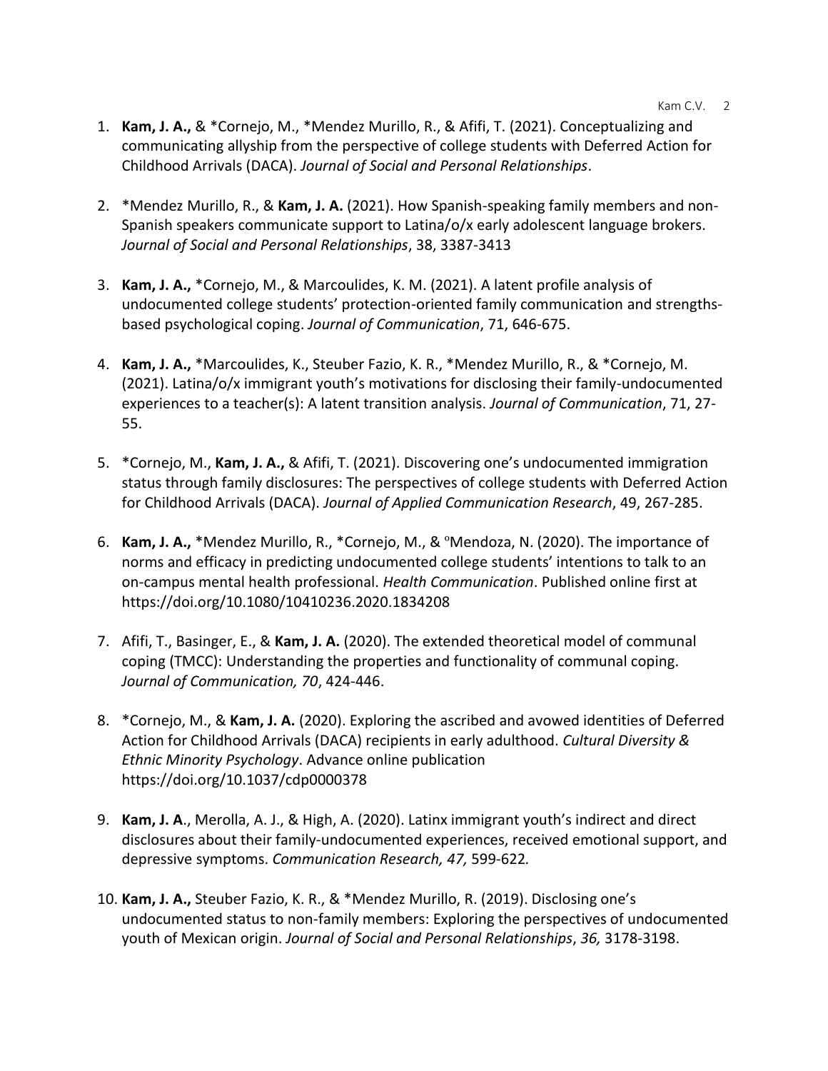1. **Kam, J. A.,** & *Cornejo, M., *Mendez Murillo, R., & Afifi, T. (2021). Conceptualizing and communicating allyship from the perspective of college students with Deferred Action for Childhood Arrivals (DACA). *Journal of Social and Personal Relationships*.

2. *Mendez Murillo, R., & **Kam, J. A.** (2021). How Spanish-speaking family members and non-Spanish speakers communicate support to Latina/o/x early adolescent language brokers. *Journal of Social and Personal Relationships*, 38, 3387-3413

3. **Kam, J. A.,** *Cornejo, M., & Marcoulides, K. M. (2021). A latent profile analysis of undocumented college students' protection-oriented family communication and strengths-based psychological coping. *Journal of Communication*, 71, 646-675.

4. **Kam, J. A.,** *Marcoulides, K., Steuber Fazio, K. R., *Mendez Murillo, R., & *Cornejo, M. (2021). Latina/o/x immigrant youth's motivations for disclosing their family-undocumented experiences to a teacher(s): A latent transition analysis. *Journal of Communication*, 71, 27-55.

5. *Cornejo, M., **Kam, J. A.,** & Afifi, T. (2021). Discovering one's undocumented immigration status through family disclosures: The perspectives of college students with Deferred Action for Childhood Arrivals (DACA). *Journal of Applied Communication Research*, 49, 267-285.

6. **Kam, J. A.,** *Mendez Murillo, R., *Cornejo, M., & °Mendoza, N. (2020). The importance of norms and efficacy in predicting undocumented college students' intentions to talk to an on-campus mental health professional. *Health Communication*. Published online first at https://doi.org/10.1080/10410236.2020.1834208

7. Afifi, T., Basinger, E., & **Kam, J. A.** (2020). The extended theoretical model of communal coping (TMCC): Understanding the properties and functionality of communal coping. *Journal of Communication, 70*, 424-446.

8. *Cornejo, M., & **Kam, J. A.** (2020). Exploring the ascribed and avowed identities of Deferred Action for Childhood Arrivals (DACA) recipients in early adulthood. *Cultural Diversity & Ethnic Minority Psychology*. Advance online publication https://doi.org/10.1037/cdp0000378

9. **Kam, J. A**., Merolla, A. J., & High, A. (2020). Latinx immigrant youth's indirect and direct disclosures about their family-undocumented experiences, received emotional support, and depressive symptoms. *Communication Research, 47,* 599-622*.*

10. **Kam, J. A.,** Steuber Fazio, K. R., & *Mendez Murillo, R. (2019). Disclosing one's undocumented status to non-family members: Exploring the perspectives of undocumented youth of Mexican origin. *Journal of Social and Personal Relationships*, *36,* 3178-3198.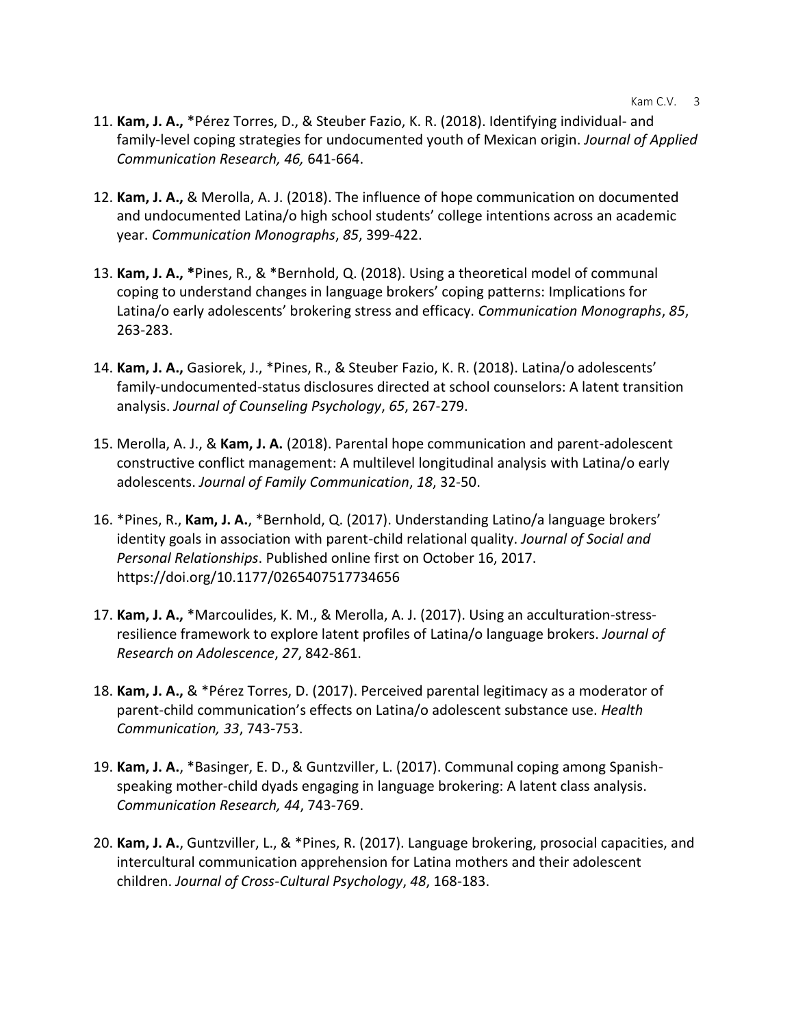11. **Kam, J. A.,** *Pérez Torres, D., & Steuber Fazio, K. R. (2018). Identifying individual- and family-level coping strategies for undocumented youth of Mexican origin. *Journal of Applied Communication Research, 46,* 641-664.

12. **Kam, J. A.,** & Merolla, A. J. (2018). The influence of hope communication on documented and undocumented Latina/o high school students' college intentions across an academic year. *Communication Monographs*, *85*, 399-422.

13. **Kam, J. A., ***Pines, R., & *Bernhold, Q. (2018). Using a theoretical model of communal coping to understand changes in language brokers' coping patterns: Implications for Latina/o early adolescents' brokering stress and efficacy. *Communication Monographs*, *85*, 263-283.

14. **Kam, J. A.,** Gasiorek, J., *Pines, R., & Steuber Fazio, K. R. (2018). Latina/o adolescents' family-undocumented-status disclosures directed at school counselors: A latent transition analysis. *Journal of Counseling Psychology*, *65*, 267-279.

15. Merolla, A. J., & **Kam, J. A.** (2018). Parental hope communication and parent-adolescent constructive conflict management: A multilevel longitudinal analysis with Latina/o early adolescents. *Journal of Family Communication*, *18*, 32-50.

16. *Pines, R., **Kam, J. A.**, *Bernhold, Q. (2017). Understanding Latino/a language brokers' identity goals in association with parent-child relational quality. *Journal of Social and Personal Relationships*. Published online first on October 16, 2017. https://doi.org/10.1177/0265407517734656

17. **Kam, J. A.,** *Marcoulides, K. M., & Merolla, A. J. (2017). Using an acculturation-stress-resilience framework to explore latent profiles of Latina/o language brokers. *Journal of Research on Adolescence*, *27*, 842-861.

18. **Kam, J. A.,** & *Pérez Torres, D. (2017). Perceived parental legitimacy as a moderator of parent-child communication's effects on Latina/o adolescent substance use. *Health Communication, 33*, 743-753.

19. **Kam, J. A.**, *Basinger, E. D., & Guntzviller, L. (2017). Communal coping among Spanish-speaking mother-child dyads engaging in language brokering: A latent class analysis. *Communication Research, 44*, 743-769.

20. **Kam, J. A.**, Guntzviller, L., & *Pines, R. (2017). Language brokering, prosocial capacities, and intercultural communication apprehension for Latina mothers and their adolescent children. *Journal of Cross-Cultural Psychology*, *48*, 168-183.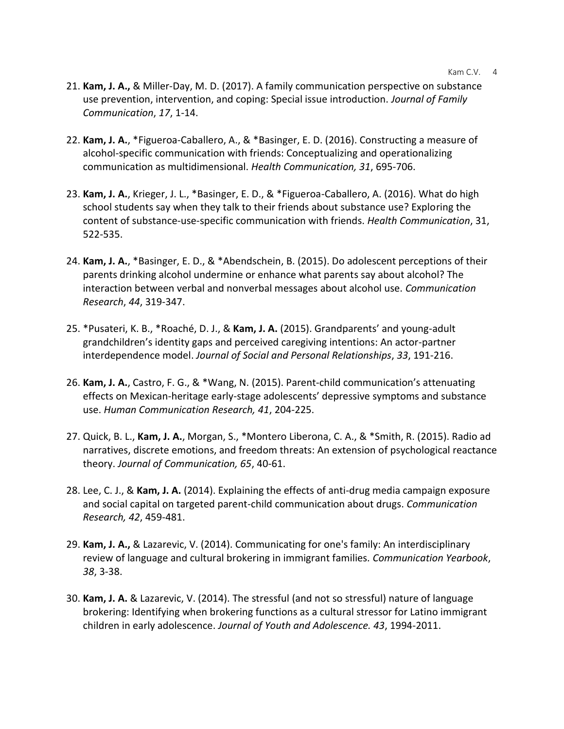21. **Kam, J. A.,** & Miller-Day, M. D. (2017). A family communication perspective on substance use prevention, intervention, and coping: Special issue introduction. *Journal of Family Communication*, *17*, 1-14.

22. **Kam, J. A.**, *Figueroa-Caballero, A., & *Basinger, E. D. (2016). Constructing a measure of alcohol-specific communication with friends: Conceptualizing and operationalizing communication as multidimensional. *Health Communication, 31*, 695-706.

23. **Kam, J. A.**, Krieger, J. L., *Basinger, E. D., & *Figueroa-Caballero, A. (2016). What do high school students say when they talk to their friends about substance use? Exploring the content of substance-use-specific communication with friends. *Health Communication*, 31, 522-535.

24. **Kam, J. A.**, *Basinger, E. D., & *Abendschein, B. (2015). Do adolescent perceptions of their parents drinking alcohol undermine or enhance what parents say about alcohol? The interaction between verbal and nonverbal messages about alcohol use. *Communication Research*, *44*, 319-347.

25. *Pusateri, K. B., *Roaché, D. J., & **Kam, J. A.** (2015). Grandparents' and young-adult grandchildren's identity gaps and perceived caregiving intentions: An actor-partner interdependence model. *Journal of Social and Personal Relationships*, *33*, 191-216.

26. **Kam, J. A.**, Castro, F. G., & *Wang, N. (2015). Parent-child communication's attenuating effects on Mexican-heritage early-stage adolescents' depressive symptoms and substance use. *Human Communication Research, 41*, 204-225.

27. Quick, B. L., **Kam, J. A.**, Morgan, S., *Montero Liberona, C. A., & *Smith, R. (2015). Radio ad narratives, discrete emotions, and freedom threats: An extension of psychological reactance theory. *Journal of Communication, 65*, 40-61.

28. Lee, C. J., & **Kam, J. A.** (2014). Explaining the effects of anti-drug media campaign exposure and social capital on targeted parent-child communication about drugs. *Communication Research, 42*, 459-481.

29. **Kam, J. A.,** & Lazarevic, V. (2014). Communicating for one's family: An interdisciplinary review of language and cultural brokering in immigrant families. *Communication Yearbook*, *38*, 3-38.

30. **Kam, J. A.** & Lazarevic, V. (2014). The stressful (and not so stressful) nature of language brokering: Identifying when brokering functions as a cultural stressor for Latino immigrant children in early adolescence. *Journal of Youth and Adolescence. 43*, 1994-2011.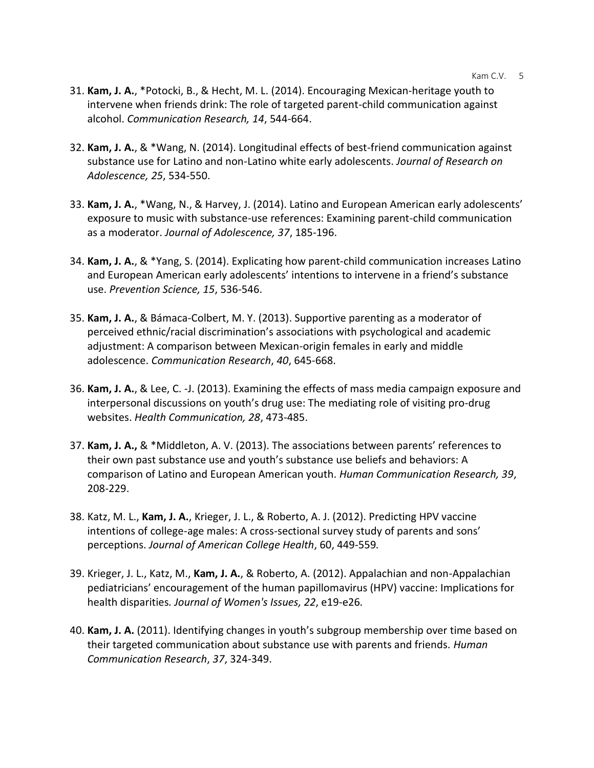31. **Kam, J. A.**, *Potocki, B., & Hecht, M. L. (2014). Encouraging Mexican-heritage youth to intervene when friends drink: The role of targeted parent-child communication against alcohol. *Communication Research, 14*, 544-664.

32. **Kam, J. A.**, & *Wang, N. (2014). Longitudinal effects of best-friend communication against substance use for Latino and non-Latino white early adolescents. *Journal of Research on Adolescence, 25*, 534-550.

33. **Kam, J. A.**, *Wang, N., & Harvey, J. (2014). Latino and European American early adolescents' exposure to music with substance-use references: Examining parent-child communication as a moderator. *Journal of Adolescence, 37*, 185-196.

34. **Kam, J. A.**, & *Yang, S. (2014). Explicating how parent-child communication increases Latino and European American early adolescents' intentions to intervene in a friend's substance use. *Prevention Science, 15*, 536-546.

35. **Kam, J. A.**, & Bámaca-Colbert, M. Y. (2013). Supportive parenting as a moderator of perceived ethnic/racial discrimination's associations with psychological and academic adjustment: A comparison between Mexican-origin females in early and middle adolescence. *Communication Research*, *40*, 645-668.

36. **Kam, J. A.**, & Lee, C. -J. (2013). Examining the effects of mass media campaign exposure and interpersonal discussions on youth's drug use: The mediating role of visiting pro-drug websites. *Health Communication, 28*, 473-485.

37. **Kam, J. A.,** & *Middleton, A. V. (2013). The associations between parents' references to their own past substance use and youth's substance use beliefs and behaviors: A comparison of Latino and European American youth. *Human Communication Research, 39*, 208-229.

38. Katz, M. L., **Kam, J. A.**, Krieger, J. L., & Roberto, A. J. (2012). Predicting HPV vaccine intentions of college-age males: A cross-sectional survey study of parents and sons' perceptions. *Journal of American College Health*, 60, 449-559.

39. Krieger, J. L., Katz, M., **Kam, J. A.**, & Roberto, A. (2012). Appalachian and non-Appalachian pediatricians' encouragement of the human papillomavirus (HPV) vaccine: Implications for health disparities. *Journal of Women's Issues, 22*, e19-e26.

40. **Kam, J. A.** (2011). Identifying changes in youth's subgroup membership over time based on their targeted communication about substance use with parents and friends. *Human Communication Research*, *37*, 324-349.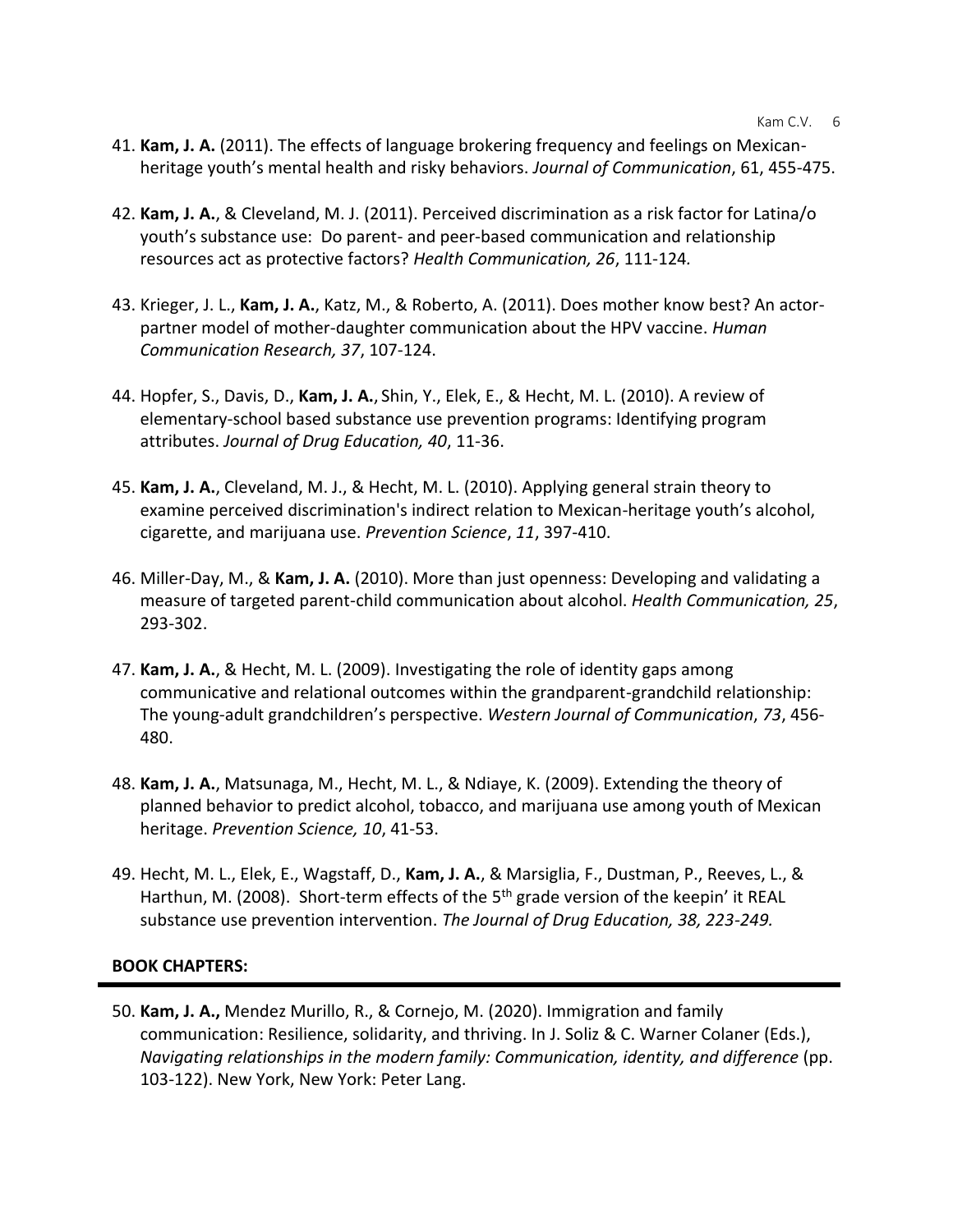41. **Kam, J. A.** (2011). The effects of language brokering frequency and feelings on Mexican-heritage youth's mental health and risky behaviors. *Journal of Communication*, 61, 455-475.

42. **Kam, J. A.**, & Cleveland, M. J. (2011). Perceived discrimination as a risk factor for Latina/o youth's substance use: Do parent- and peer-based communication and relationship resources act as protective factors? *Health Communication, 26*, 111-124.

43. Krieger, J. L., **Kam, J. A.**, Katz, M., & Roberto, A. (2011). Does mother know best? An actor-partner model of mother-daughter communication about the HPV vaccine. *Human Communication Research, 37*, 107-124.

44. Hopfer, S., Davis, D., **Kam, J. A.**, Shin, Y., Elek, E., & Hecht, M. L. (2010). A review of elementary-school based substance use prevention programs: Identifying program attributes. *Journal of Drug Education, 40*, 11-36.

45. **Kam, J. A.**, Cleveland, M. J., & Hecht, M. L. (2010). Applying general strain theory to examine perceived discrimination's indirect relation to Mexican-heritage youth's alcohol, cigarette, and marijuana use. *Prevention Science*, *11*, 397-410.

46. Miller-Day, M., & **Kam, J. A.** (2010). More than just openness: Developing and validating a measure of targeted parent-child communication about alcohol. *Health Communication, 25*, 293-302.

47. **Kam, J. A.**, & Hecht, M. L. (2009). Investigating the role of identity gaps among communicative and relational outcomes within the grandparent-grandchild relationship: The young-adult grandchildren's perspective. *Western Journal of Communication*, *73*, 456-480.

48. **Kam, J. A.**, Matsunaga, M., Hecht, M. L., & Ndiaye, K. (2009). Extending the theory of planned behavior to predict alcohol, tobacco, and marijuana use among youth of Mexican heritage. *Prevention Science, 10*, 41-53.

49. Hecht, M. L., Elek, E., Wagstaff, D., **Kam, J. A.**, & Marsiglia, F., Dustman, P., Reeves, L., & Harthun, M. (2008). Short-term effects of the 5th grade version of the keepin' it REAL substance use prevention intervention. *The Journal of Drug Education, 38, 223-249.*

**BOOK CHAPTERS:**

50. **Kam, J. A.,** Mendez Murillo, R., & Cornejo, M. (2020). Immigration and family communication: Resilience, solidarity, and thriving. In J. Soliz & C. Warner Colaner (Eds.), *Navigating relationships in the modern family: Communication, identity, and difference* (pp. 103-122). New York, New York: Peter Lang.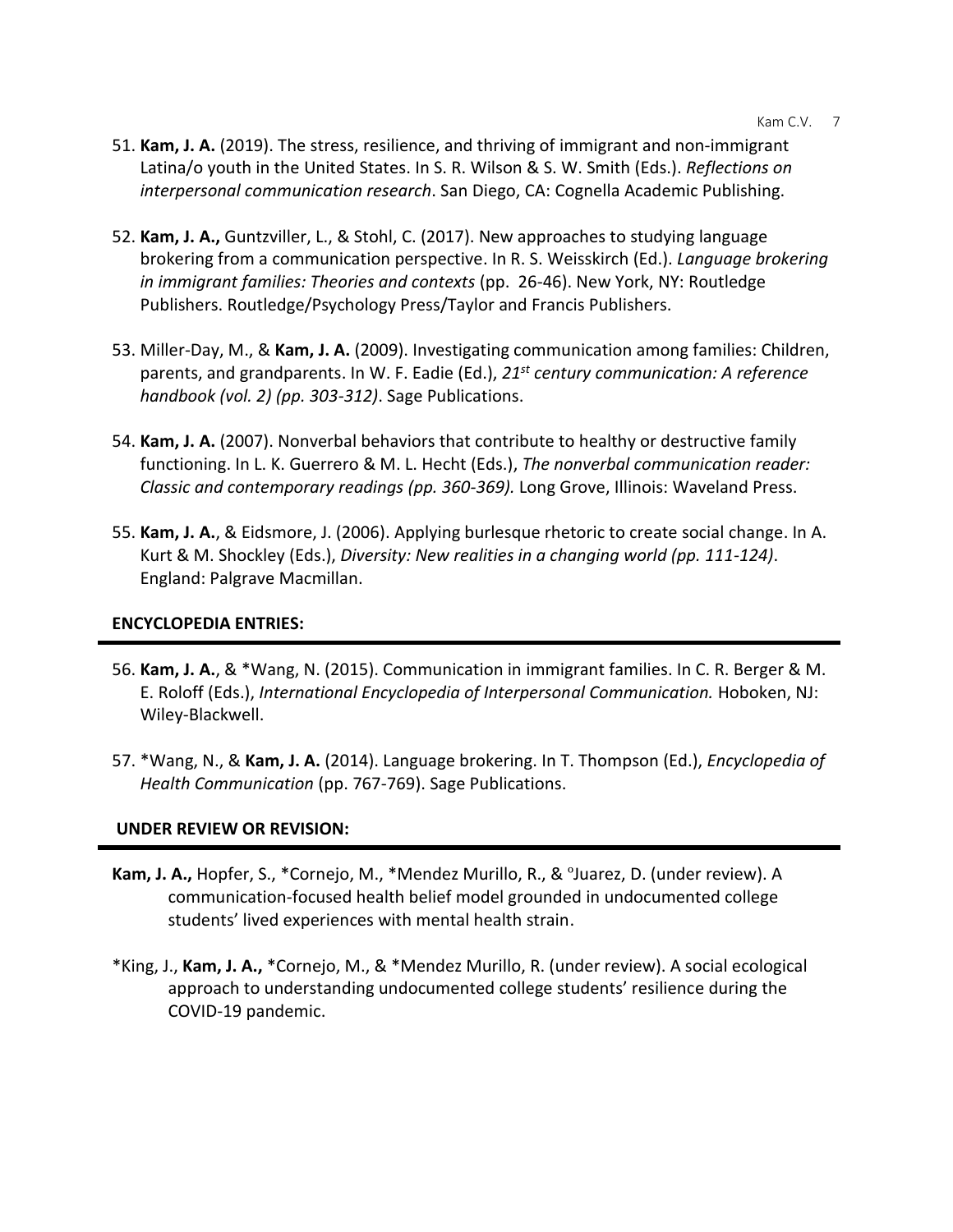51. **Kam, J. A.** (2019). The stress, resilience, and thriving of immigrant and non-immigrant Latina/o youth in the United States. In S. R. Wilson & S. W. Smith (Eds.). *Reflections on interpersonal communication research*. San Diego, CA: Cognella Academic Publishing.

52. **Kam, J. A.,** Guntzviller, L., & Stohl, C. (2017). New approaches to studying language brokering from a communication perspective. In R. S. Weisskirch (Ed.). *Language brokering in immigrant families: Theories and contexts* (pp. 26-46). New York, NY: Routledge Publishers. Routledge/Psychology Press/Taylor and Francis Publishers.

53. Miller-Day, M., & **Kam, J. A.** (2009). Investigating communication among families: Children, parents, and grandparents. In W. F. Eadie (Ed.), *21st century communication: A reference handbook (vol. 2) (pp. 303-312)*. Sage Publications.

54. **Kam, J. A.** (2007). Nonverbal behaviors that contribute to healthy or destructive family functioning. In L. K. Guerrero & M. L. Hecht (Eds.), *The nonverbal communication reader: Classic and contemporary readings (pp. 360-369).* Long Grove, Illinois: Waveland Press.

55. **Kam, J. A.**, & Eidsmore, J. (2006). Applying burlesque rhetoric to create social change. In A. Kurt & M. Shockley (Eds.), *Diversity: New realities in a changing world (pp. 111-124)*. England: Palgrave Macmillan.

**ENCYCLOPEDIA ENTRIES:**

56. **Kam, J. A.**, & *Wang, N. (2015). Communication in immigrant families. In C. R. Berger & M. E. Roloff (Eds.), *International Encyclopedia of Interpersonal Communication.* Hoboken, NJ: Wiley-Blackwell.

57. *Wang, N., & **Kam, J. A.** (2014). Language brokering. In T. Thompson (Ed.), *Encyclopedia of Health Communication* (pp. 767-769). Sage Publications.

**UNDER REVIEW OR REVISION:**

**Kam, J. A.,** Hopfer, S., *Cornejo, M., *Mendez Murillo, R., & °Juarez, D. (under review). A communication-focused health belief model grounded in undocumented college students' lived experiences with mental health strain.

*King, J., **Kam, J. A.,** *Cornejo, M., & *Mendez Murillo, R. (under review). A social ecological approach to understanding undocumented college students' resilience during the COVID-19 pandemic.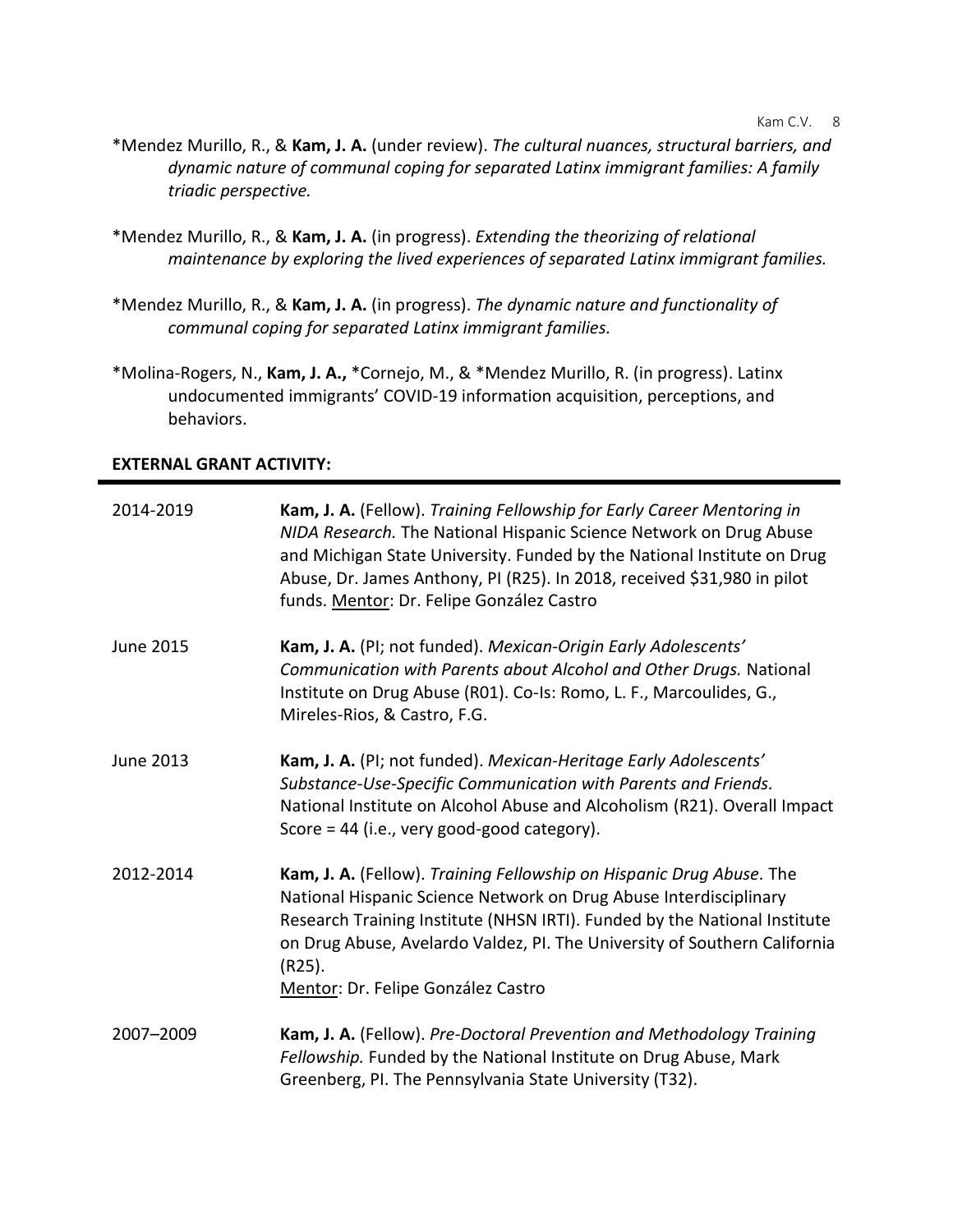*Mendez Murillo, R., & **Kam, J. A.** (under review). *The cultural nuances, structural barriers, and dynamic nature of communal coping for separated Latinx immigrant families: A family triadic perspective.*

*Mendez Murillo, R., & **Kam, J. A.** (in progress). *Extending the theorizing of relational maintenance by exploring the lived experiences of separated Latinx immigrant families.*

*Mendez Murillo, R., & **Kam, J. A.** (in progress). *The dynamic nature and functionality of communal coping for separated Latinx immigrant families.*

*Molina-Rogers, N., **Kam, J. A.,** *Cornejo, M., & *Mendez Murillo, R. (in progress). Latinx undocumented immigrants' COVID-19 information acquisition, perceptions, and behaviors.

**EXTERNAL GRANT ACTIVITY:**

| | |
|---|---|
| 2014-2019 | **Kam, J. A.** (Fellow). *Training Fellowship for Early Career Mentoring in NIDA Research.* The National Hispanic Science Network on Drug Abuse and Michigan State University. Funded by the National Institute on Drug Abuse, Dr. James Anthony, PI (R25). In 2018, received $31,980 in pilot funds. <u>Mentor</u>: Dr. Felipe González Castro |
| June 2015 | **Kam, J. A.** (PI; not funded). *Mexican-Origin Early Adolescents' Communication with Parents about Alcohol and Other Drugs.* National Institute on Drug Abuse (R01). Co-Is: Romo, L. F., Marcoulides, G., Mireles-Rios, & Castro, F.G. |
| June 2013 | **Kam, J. A.** (PI; not funded). *Mexican-Heritage Early Adolescents' Substance-Use-Specific Communication with Parents and Friends.* National Institute on Alcohol Abuse and Alcoholism (R21). Overall Impact Score = 44 (i.e., very good-good category). |
| 2012-2014 | **Kam, J. A.** (Fellow). *Training Fellowship on Hispanic Drug Abuse.* The National Hispanic Science Network on Drug Abuse Interdisciplinary Research Training Institute (NHSN IRTI). Funded by the National Institute on Drug Abuse, Avelardo Valdez, PI. The University of Southern California (R25). <u>Mentor</u>: Dr. Felipe González Castro |
| 2007–2009 | **Kam, J. A.** (Fellow). *Pre-Doctoral Prevention and Methodology Training Fellowship.* Funded by the National Institute on Drug Abuse, Mark Greenberg, PI. The Pennsylvania State University (T32). |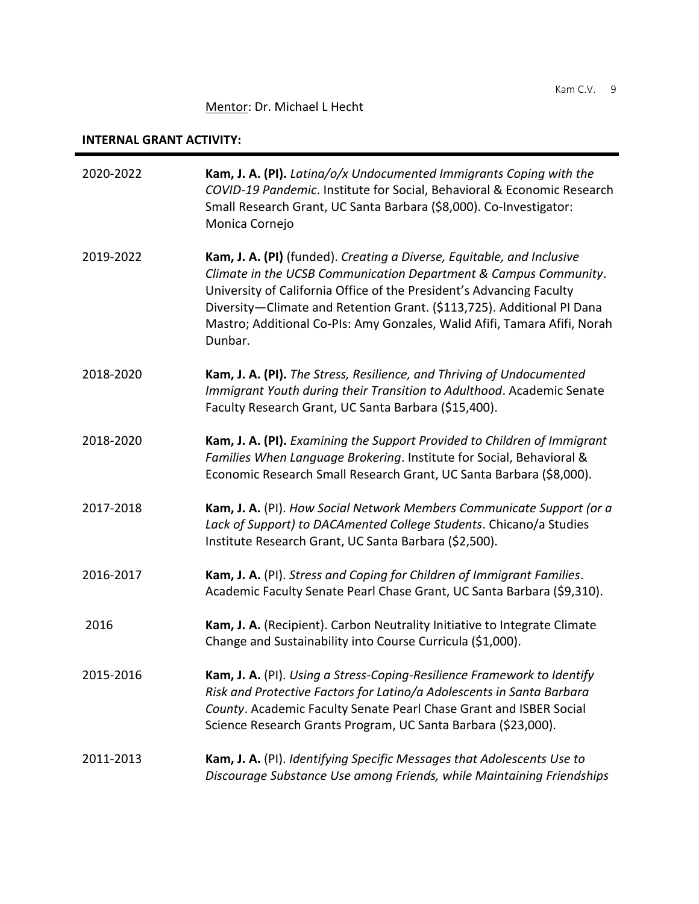<u>Mentor</u>: Dr. Michael L Hecht

## INTERNAL GRANT ACTIVITY:

2020-2022 **Kam, J. A. (PI).** *Latina/o/x Undocumented Immigrants Coping with the COVID-19 Pandemic*. Institute for Social, Behavioral & Economic Research Small Research Grant, UC Santa Barbara ($8,000). Co-Investigator: Monica Cornejo

2019-2022 **Kam, J. A. (PI)** (funded). *Creating a Diverse, Equitable, and Inclusive Climate in the UCSB Communication Department & Campus Community*. University of California Office of the President's Advancing Faculty Diversity—Climate and Retention Grant. ($113,725). Additional PI Dana Mastro; Additional Co-PIs: Amy Gonzales, Walid Afifi, Tamara Afifi, Norah Dunbar.

2018-2020 **Kam, J. A. (PI).** *The Stress, Resilience, and Thriving of Undocumented Immigrant Youth during their Transition to Adulthood*. Academic Senate Faculty Research Grant, UC Santa Barbara ($15,400).

2018-2020 **Kam, J. A. (PI).** *Examining the Support Provided to Children of Immigrant Families When Language Brokering*. Institute for Social, Behavioral & Economic Research Small Research Grant, UC Santa Barbara ($8,000).

2017-2018 **Kam, J. A.** (PI). *How Social Network Members Communicate Support (or a Lack of Support) to DACAmented College Students*. Chicano/a Studies Institute Research Grant, UC Santa Barbara ($2,500).

2016-2017 **Kam, J. A.** (PI). *Stress and Coping for Children of Immigrant Families*. Academic Faculty Senate Pearl Chase Grant, UC Santa Barbara ($9,310).

2016 **Kam, J. A.** (Recipient). Carbon Neutrality Initiative to Integrate Climate Change and Sustainability into Course Curricula ($1,000).

2015-2016 **Kam, J. A.** (PI). *Using a Stress-Coping-Resilience Framework to Identify Risk and Protective Factors for Latino/a Adolescents in Santa Barbara County*. Academic Faculty Senate Pearl Chase Grant and ISBER Social Science Research Grants Program, UC Santa Barbara ($23,000).

2011-2013 **Kam, J. A.** (PI). *Identifying Specific Messages that Adolescents Use to Discourage Substance Use among Friends, while Maintaining Friendships*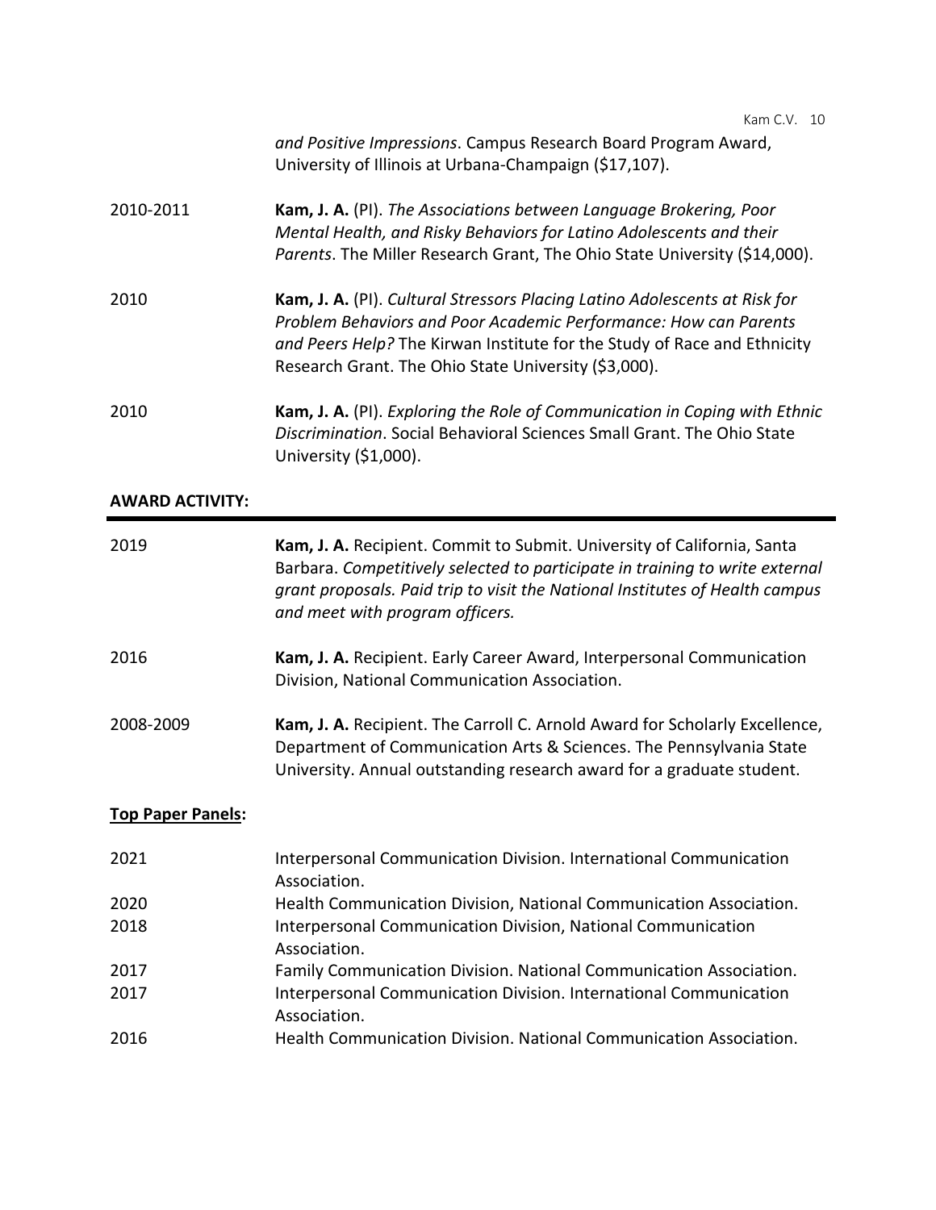*and Positive Impressions*. Campus Research Board Program Award, University of Illinois at Urbana-Champaign ($17,107).

2010-2011 **Kam, J. A.** (PI). *The Associations between Language Brokering, Poor Mental Health, and Risky Behaviors for Latino Adolescents and their Parents*. The Miller Research Grant, The Ohio State University ($14,000).

2010 **Kam, J. A.** (PI). *Cultural Stressors Placing Latino Adolescents at Risk for Problem Behaviors and Poor Academic Performance: How can Parents and Peers Help?* The Kirwan Institute for the Study of Race and Ethnicity Research Grant. The Ohio State University ($3,000).

2010 **Kam, J. A.** (PI). *Exploring the Role of Communication in Coping with Ethnic Discrimination*. Social Behavioral Sciences Small Grant. The Ohio State University ($1,000).

## AWARD ACTIVITY:

2019 **Kam, J. A.** Recipient. Commit to Submit. University of California, Santa Barbara. *Competitively selected to participate in training to write external grant proposals. Paid trip to visit the National Institutes of Health campus and meet with program officers.*

2016 **Kam, J. A.** Recipient. Early Career Award, Interpersonal Communication Division, National Communication Association.

2008-2009 **Kam, J. A.** Recipient. The Carroll C. Arnold Award for Scholarly Excellence, Department of Communication Arts & Sciences. The Pennsylvania State University. Annual outstanding research award for a graduate student.

### Top Paper Panels:

2021 Interpersonal Communication Division. International Communication Association.

2020 Health Communication Division, National Communication Association.

2018 Interpersonal Communication Division, National Communication Association.

2017 Family Communication Division. National Communication Association.

2017 Interpersonal Communication Division. International Communication Association.

2016 Health Communication Division. National Communication Association.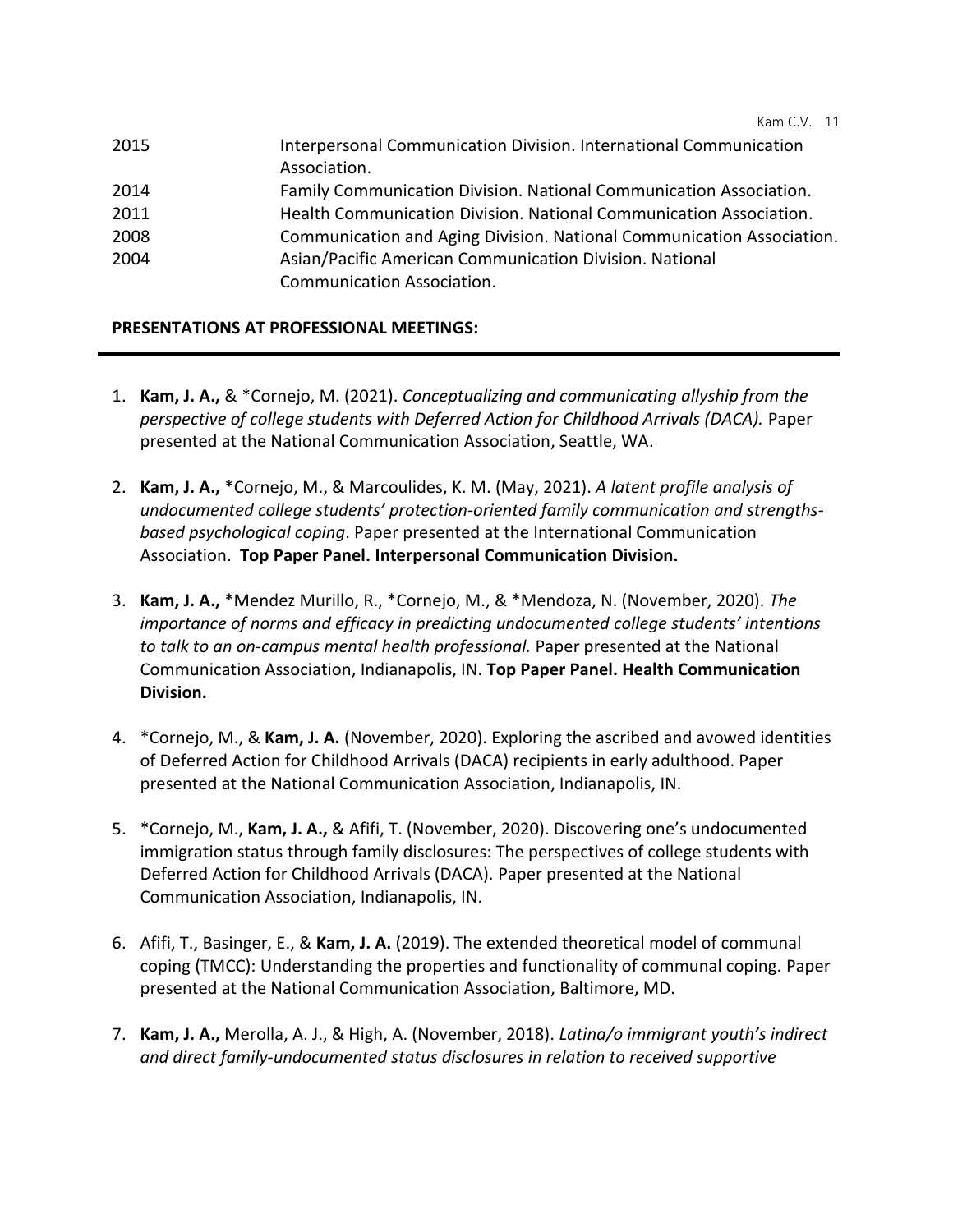| | |
|---|---|
| 2015 | Interpersonal Communication Division. International Communication Association. |
| 2014 | Family Communication Division. National Communication Association. |
| 2011 | Health Communication Division. National Communication Association. |
| 2008 | Communication and Aging Division. National Communication Association. |
| 2004 | Asian/Pacific American Communication Division. National Communication Association. |

## PRESENTATIONS AT PROFESSIONAL MEETINGS:

1. **Kam, J. A.,** & *Cornejo, M. (2021). *Conceptualizing and communicating allyship from the perspective of college students with Deferred Action for Childhood Arrivals (DACA).* Paper presented at the National Communication Association, Seattle, WA.

2. **Kam, J. A.,** *Cornejo, M., & Marcoulides, K. M. (May, 2021). *A latent profile analysis of undocumented college students' protection-oriented family communication and strengths-based psychological coping*. Paper presented at the International Communication Association. **Top Paper Panel. Interpersonal Communication Division.**

3. **Kam, J. A.,** *Mendez Murillo, R., *Cornejo, M., & *Mendoza, N. (November, 2020). *The importance of norms and efficacy in predicting undocumented college students' intentions to talk to an on-campus mental health professional.* Paper presented at the National Communication Association, Indianapolis, IN. **Top Paper Panel. Health Communication Division.**

4. *Cornejo, M., & **Kam, J. A.** (November, 2020). Exploring the ascribed and avowed identities of Deferred Action for Childhood Arrivals (DACA) recipients in early adulthood. Paper presented at the National Communication Association, Indianapolis, IN.

5. *Cornejo, M., **Kam, J. A.,** & Afifi, T. (November, 2020). Discovering one's undocumented immigration status through family disclosures: The perspectives of college students with Deferred Action for Childhood Arrivals (DACA). Paper presented at the National Communication Association, Indianapolis, IN.

6. Afifi, T., Basinger, E., & **Kam, J. A.** (2019). The extended theoretical model of communal coping (TMCC): Understanding the properties and functionality of communal coping. Paper presented at the National Communication Association, Baltimore, MD.

7. **Kam, J. A.,** Merolla, A. J., & High, A. (November, 2018). *Latina/o immigrant youth's indirect and direct family-undocumented status disclosures in relation to received supportive*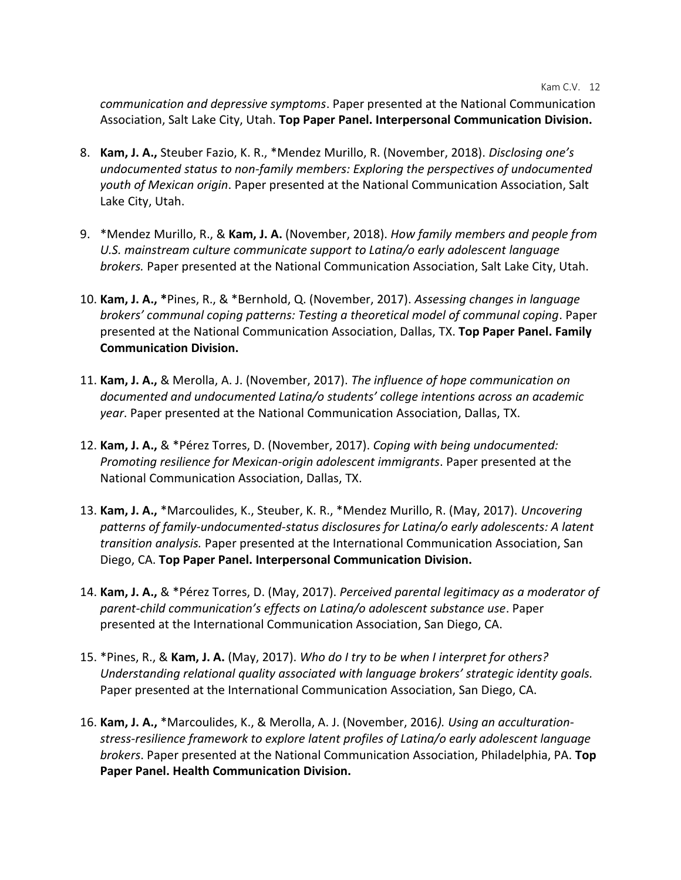*communication and depressive symptoms*. Paper presented at the National Communication Association, Salt Lake City, Utah. **Top Paper Panel. Interpersonal Communication Division.**

8. **Kam, J. A.,** Steuber Fazio, K. R., *Mendez Murillo, R. (November, 2018). *Disclosing one's undocumented status to non-family members: Exploring the perspectives of undocumented youth of Mexican origin*. Paper presented at the National Communication Association, Salt Lake City, Utah.

9. *Mendez Murillo, R., & **Kam, J. A.** (November, 2018). *How family members and people from U.S. mainstream culture communicate support to Latina/o early adolescent language brokers.* Paper presented at the National Communication Association, Salt Lake City, Utah.

10. **Kam, J. A., ***Pines, R., & *Bernhold, Q. (November, 2017). *Assessing changes in language brokers' communal coping patterns: Testing a theoretical model of communal coping*. Paper presented at the National Communication Association, Dallas, TX. **Top Paper Panel. Family Communication Division.**

11. **Kam, J. A.,** & Merolla, A. J. (November, 2017). *The influence of hope communication on documented and undocumented Latina/o students' college intentions across an academic year*. Paper presented at the National Communication Association, Dallas, TX.

12. **Kam, J. A.,** & *Pérez Torres, D. (November, 2017). *Coping with being undocumented: Promoting resilience for Mexican-origin adolescent immigrants*. Paper presented at the National Communication Association, Dallas, TX.

13. **Kam, J. A.,** *Marcoulides, K., Steuber, K. R., *Mendez Murillo, R. (May, 2017). *Uncovering patterns of family-undocumented-status disclosures for Latina/o early adolescents: A latent transition analysis.* Paper presented at the International Communication Association, San Diego, CA. **Top Paper Panel. Interpersonal Communication Division.**

14. **Kam, J. A.,** & *Pérez Torres, D. (May, 2017). *Perceived parental legitimacy as a moderator of parent-child communication's effects on Latina/o adolescent substance use*. Paper presented at the International Communication Association, San Diego, CA.

15. *Pines, R., & **Kam, J. A.** (May, 2017). *Who do I try to be when I interpret for others? Understanding relational quality associated with language brokers' strategic identity goals.* Paper presented at the International Communication Association, San Diego, CA.

16. **Kam, J. A.,** *Marcoulides, K., & Merolla, A. J. (November, 2016*). Using an acculturation-stress-resilience framework to explore latent profiles of Latina/o early adolescent language brokers*. Paper presented at the National Communication Association, Philadelphia, PA. **Top Paper Panel. Health Communication Division.**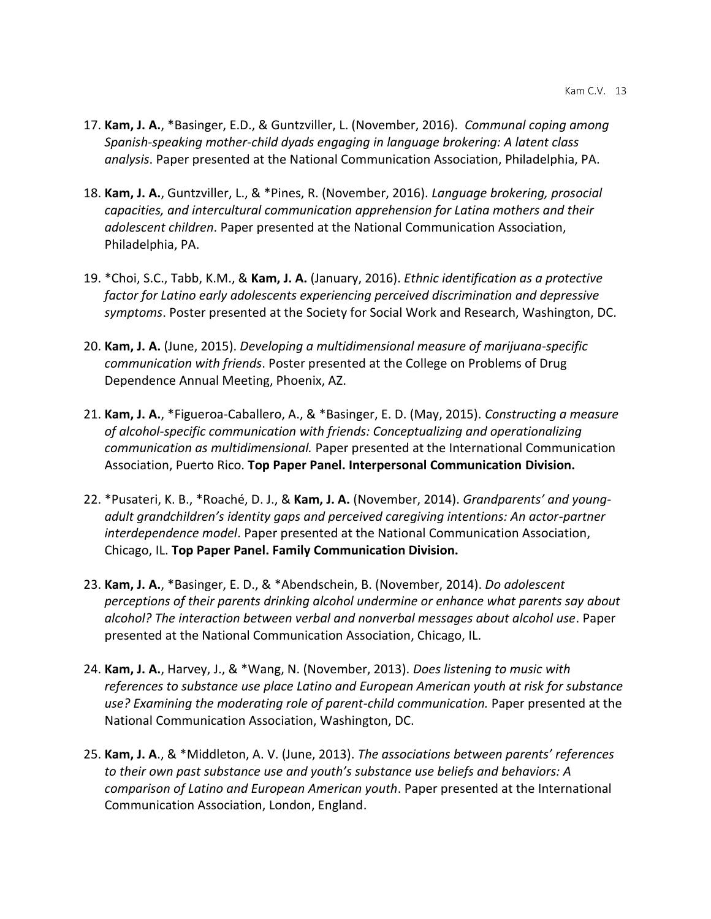17. **Kam, J. A.**, *Basinger, E.D., & Guntzviller, L. (November, 2016). *Communal coping among Spanish-speaking mother-child dyads engaging in language brokering: A latent class analysis*. Paper presented at the National Communication Association, Philadelphia, PA.

18. **Kam, J. A.**, Guntzviller, L., & *Pines, R. (November, 2016). *Language brokering, prosocial capacities, and intercultural communication apprehension for Latina mothers and their adolescent children*. Paper presented at the National Communication Association, Philadelphia, PA.

19. *Choi, S.C., Tabb, K.M., & **Kam, J. A.** (January, 2016). *Ethnic identification as a protective factor for Latino early adolescents experiencing perceived discrimination and depressive symptoms*. Poster presented at the Society for Social Work and Research, Washington, DC.

20. **Kam, J. A.** (June, 2015). *Developing a multidimensional measure of marijuana-specific communication with friends*. Poster presented at the College on Problems of Drug Dependence Annual Meeting, Phoenix, AZ.

21. **Kam, J. A.**, *Figueroa-Caballero, A., & *Basinger, E. D. (May, 2015). *Constructing a measure of alcohol-specific communication with friends: Conceptualizing and operationalizing communication as multidimensional.* Paper presented at the International Communication Association, Puerto Rico. **Top Paper Panel. Interpersonal Communication Division.**

22. *Pusateri, K. B., *Roaché, D. J., & **Kam, J. A.** (November, 2014). *Grandparents' and young-adult grandchildren's identity gaps and perceived caregiving intentions: An actor-partner interdependence model*. Paper presented at the National Communication Association, Chicago, IL. **Top Paper Panel. Family Communication Division.**

23. **Kam, J. A.**, *Basinger, E. D., & *Abendschein, B. (November, 2014). *Do adolescent perceptions of their parents drinking alcohol undermine or enhance what parents say about alcohol? The interaction between verbal and nonverbal messages about alcohol use*. Paper presented at the National Communication Association, Chicago, IL.

24. **Kam, J. A.**, Harvey, J., & *Wang, N. (November, 2013). *Does listening to music with references to substance use place Latino and European American youth at risk for substance use? Examining the moderating role of parent-child communication.* Paper presented at the National Communication Association, Washington, DC.

25. **Kam, J. A**., & *Middleton, A. V. (June, 2013). *The associations between parents' references to their own past substance use and youth's substance use beliefs and behaviors: A comparison of Latino and European American youth*. Paper presented at the International Communication Association, London, England.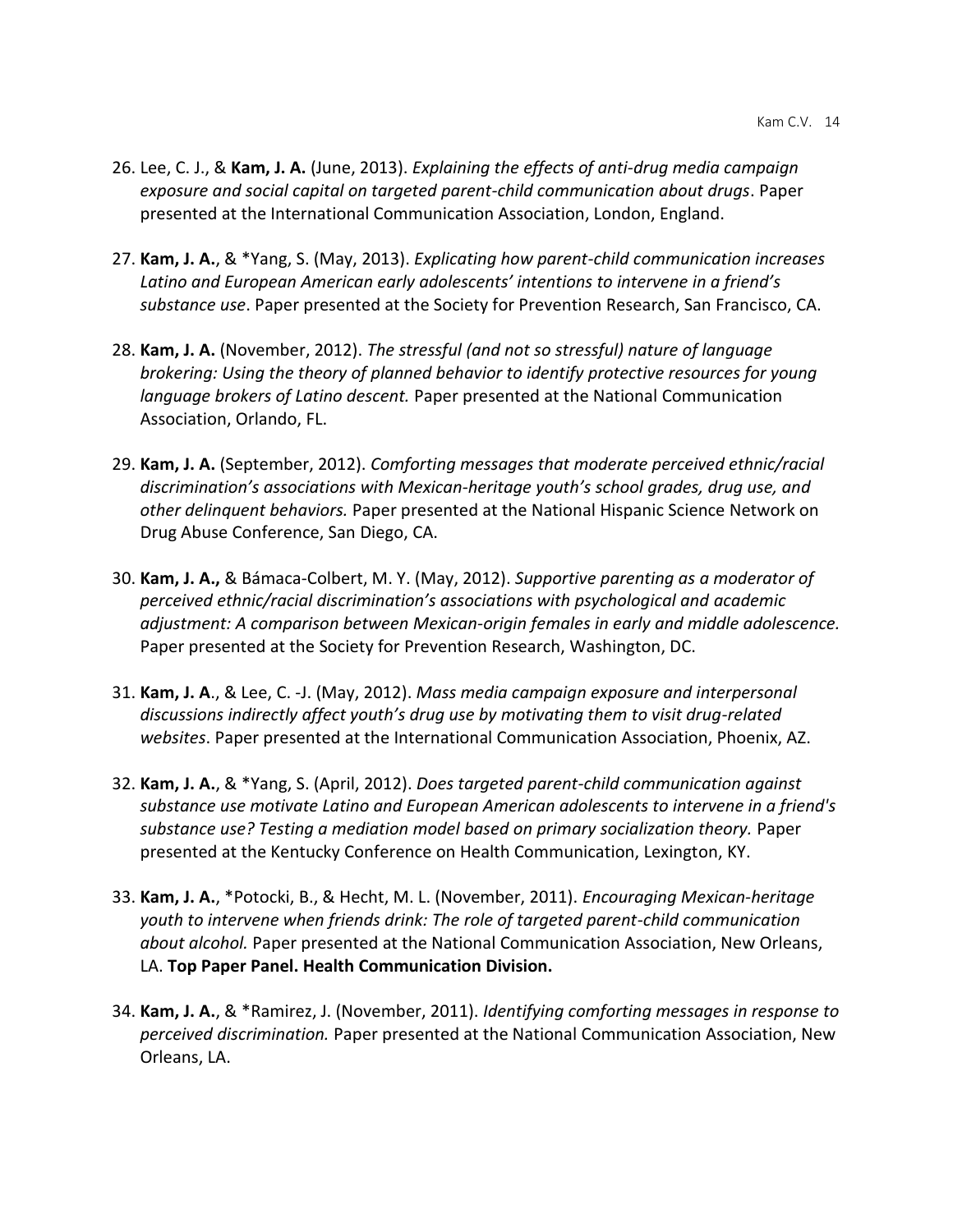26. Lee, C. J., & **Kam, J. A.** (June, 2013). *Explaining the effects of anti-drug media campaign exposure and social capital on targeted parent-child communication about drugs*. Paper presented at the International Communication Association, London, England.

27. **Kam, J. A.**, & *Yang, S. (May, 2013). *Explicating how parent-child communication increases Latino and European American early adolescents' intentions to intervene in a friend's substance use*. Paper presented at the Society for Prevention Research, San Francisco, CA.

28. **Kam, J. A.** (November, 2012). *The stressful (and not so stressful) nature of language brokering: Using the theory of planned behavior to identify protective resources for young language brokers of Latino descent.* Paper presented at the National Communication Association, Orlando, FL.

29. **Kam, J. A.** (September, 2012). *Comforting messages that moderate perceived ethnic/racial discrimination's associations with Mexican-heritage youth's school grades, drug use, and other delinquent behaviors.* Paper presented at the National Hispanic Science Network on Drug Abuse Conference, San Diego, CA.

30. **Kam, J. A.,** & Bámaca-Colbert, M. Y. (May, 2012). *Supportive parenting as a moderator of perceived ethnic/racial discrimination's associations with psychological and academic adjustment: A comparison between Mexican-origin females in early and middle adolescence.* Paper presented at the Society for Prevention Research, Washington, DC.

31. **Kam, J. A**., & Lee, C. -J. (May, 2012). *Mass media campaign exposure and interpersonal discussions indirectly affect youth's drug use by motivating them to visit drug-related websites*. Paper presented at the International Communication Association, Phoenix, AZ.

32. **Kam, J. A.**, & *Yang, S. (April, 2012). *Does targeted parent-child communication against substance use motivate Latino and European American adolescents to intervene in a friend's substance use? Testing a mediation model based on primary socialization theory.* Paper presented at the Kentucky Conference on Health Communication, Lexington, KY.

33. **Kam, J. A.**, *Potocki, B., & Hecht, M. L. (November, 2011). *Encouraging Mexican-heritage youth to intervene when friends drink: The role of targeted parent-child communication about alcohol.* Paper presented at the National Communication Association, New Orleans, LA. **Top Paper Panel. Health Communication Division.**

34. **Kam, J. A.**, & *Ramirez, J. (November, 2011). *Identifying comforting messages in response to perceived discrimination.* Paper presented at the National Communication Association, New Orleans, LA.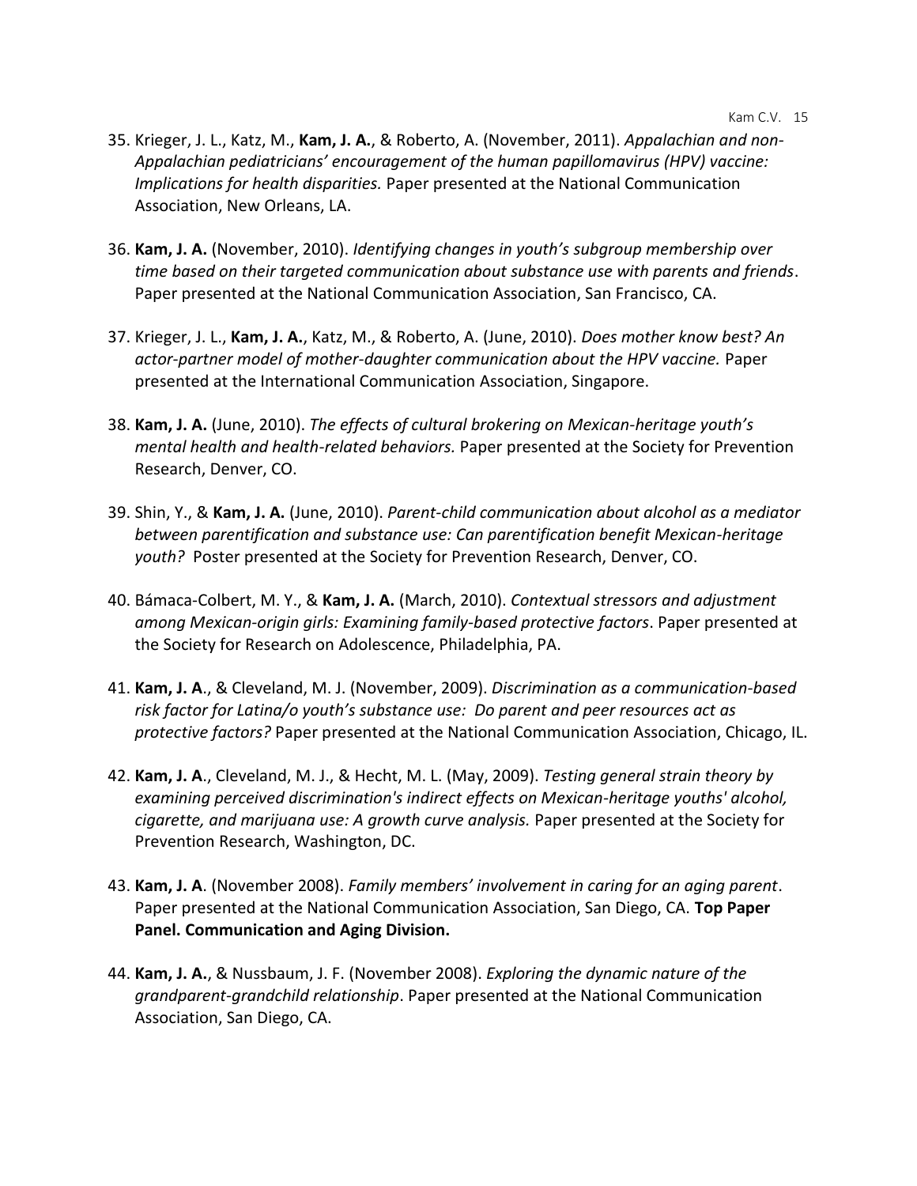35. Krieger, J. L., Katz, M., **Kam, J. A.**, & Roberto, A. (November, 2011). *Appalachian and non-Appalachian pediatricians' encouragement of the human papillomavirus (HPV) vaccine: Implications for health disparities.* Paper presented at the National Communication Association, New Orleans, LA.

36. **Kam, J. A.** (November, 2010). *Identifying changes in youth's subgroup membership over time based on their targeted communication about substance use with parents and friends*. Paper presented at the National Communication Association, San Francisco, CA.

37. Krieger, J. L., **Kam, J. A.**, Katz, M., & Roberto, A. (June, 2010). *Does mother know best? An actor-partner model of mother-daughter communication about the HPV vaccine.* Paper presented at the International Communication Association, Singapore.

38. **Kam, J. A.** (June, 2010). *The effects of cultural brokering on Mexican-heritage youth's mental health and health-related behaviors.* Paper presented at the Society for Prevention Research, Denver, CO.

39. Shin, Y., & **Kam, J. A.** (June, 2010). *Parent-child communication about alcohol as a mediator between parentification and substance use: Can parentification benefit Mexican-heritage youth?* Poster presented at the Society for Prevention Research, Denver, CO.

40. Bámaca-Colbert, M. Y., & **Kam, J. A.** (March, 2010). *Contextual stressors and adjustment among Mexican-origin girls: Examining family-based protective factors*. Paper presented at the Society for Research on Adolescence, Philadelphia, PA.

41. **Kam, J. A**., & Cleveland, M. J. (November, 2009). *Discrimination as a communication-based risk factor for Latina/o youth's substance use: Do parent and peer resources act as protective factors?* Paper presented at the National Communication Association, Chicago, IL.

42. **Kam, J. A**., Cleveland, M. J., & Hecht, M. L. (May, 2009). *Testing general strain theory by examining perceived discrimination's indirect effects on Mexican-heritage youths' alcohol, cigarette, and marijuana use: A growth curve analysis.* Paper presented at the Society for Prevention Research, Washington, DC.

43. **Kam, J. A**. (November 2008). *Family members' involvement in caring for an aging parent*. Paper presented at the National Communication Association, San Diego, CA. **Top Paper Panel. Communication and Aging Division.**

44. **Kam, J. A.**, & Nussbaum, J. F. (November 2008). *Exploring the dynamic nature of the grandparent-grandchild relationship*. Paper presented at the National Communication Association, San Diego, CA.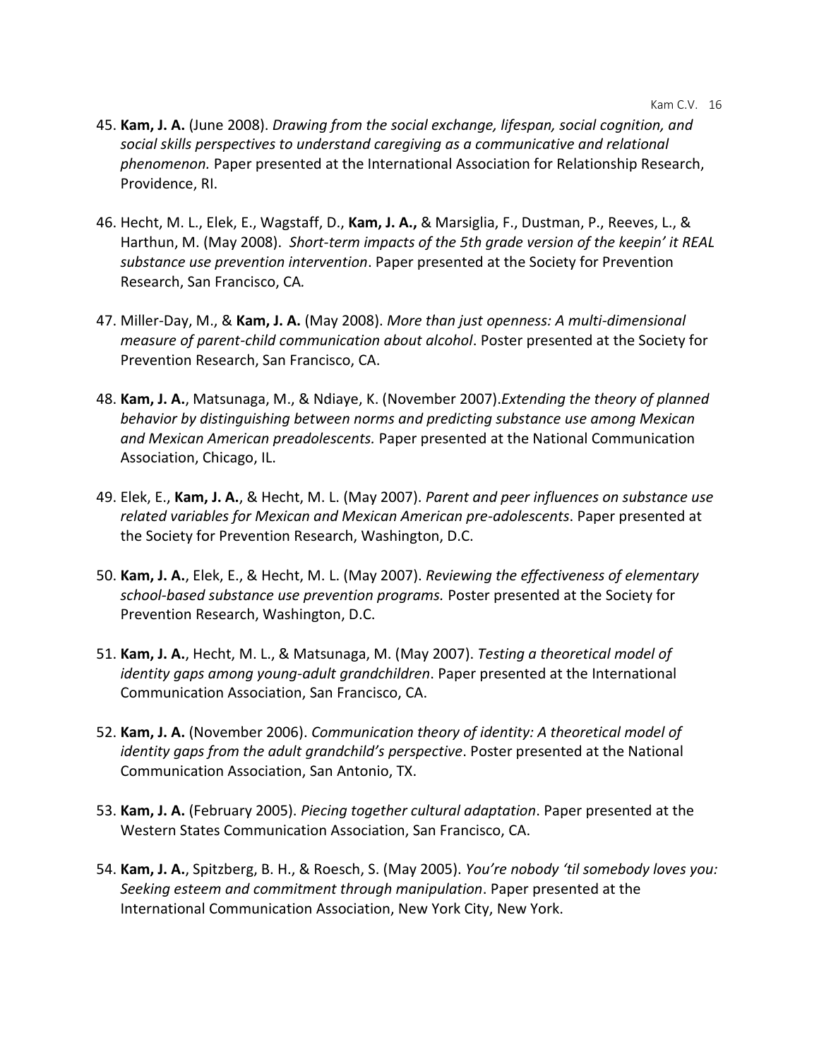45. **Kam, J. A.** (June 2008). *Drawing from the social exchange, lifespan, social cognition, and social skills perspectives to understand caregiving as a communicative and relational phenomenon.* Paper presented at the International Association for Relationship Research, Providence, RI.

46. Hecht, M. L., Elek, E., Wagstaff, D., **Kam, J. A.,** & Marsiglia, F., Dustman, P., Reeves, L., & Harthun, M. (May 2008). *Short-term impacts of the 5th grade version of the keepin' it REAL substance use prevention intervention*. Paper presented at the Society for Prevention Research, San Francisco, CA.

47. Miller-Day, M., & **Kam, J. A.** (May 2008). *More than just openness: A multi-dimensional measure of parent-child communication about alcohol*. Poster presented at the Society for Prevention Research, San Francisco, CA.

48. **Kam, J. A.**, Matsunaga, M., & Ndiaye, K. (November 2007).*Extending the theory of planned behavior by distinguishing between norms and predicting substance use among Mexican and Mexican American preadolescents.* Paper presented at the National Communication Association, Chicago, IL.

49. Elek, E., **Kam, J. A.**, & Hecht, M. L. (May 2007). *Parent and peer influences on substance use related variables for Mexican and Mexican American pre-adolescents*. Paper presented at the Society for Prevention Research, Washington, D.C.

50. **Kam, J. A.**, Elek, E., & Hecht, M. L. (May 2007). *Reviewing the effectiveness of elementary school-based substance use prevention programs.* Poster presented at the Society for Prevention Research, Washington, D.C.

51. **Kam, J. A.**, Hecht, M. L., & Matsunaga, M. (May 2007). *Testing a theoretical model of identity gaps among young-adult grandchildren*. Paper presented at the International Communication Association, San Francisco, CA.

52. **Kam, J. A.** (November 2006). *Communication theory of identity: A theoretical model of identity gaps from the adult grandchild's perspective*. Poster presented at the National Communication Association, San Antonio, TX.

53. **Kam, J. A.** (February 2005). *Piecing together cultural adaptation*. Paper presented at the Western States Communication Association, San Francisco, CA.

54. **Kam, J. A.**, Spitzberg, B. H., & Roesch, S. (May 2005). *You're nobody 'til somebody loves you: Seeking esteem and commitment through manipulation*. Paper presented at the International Communication Association, New York City, New York.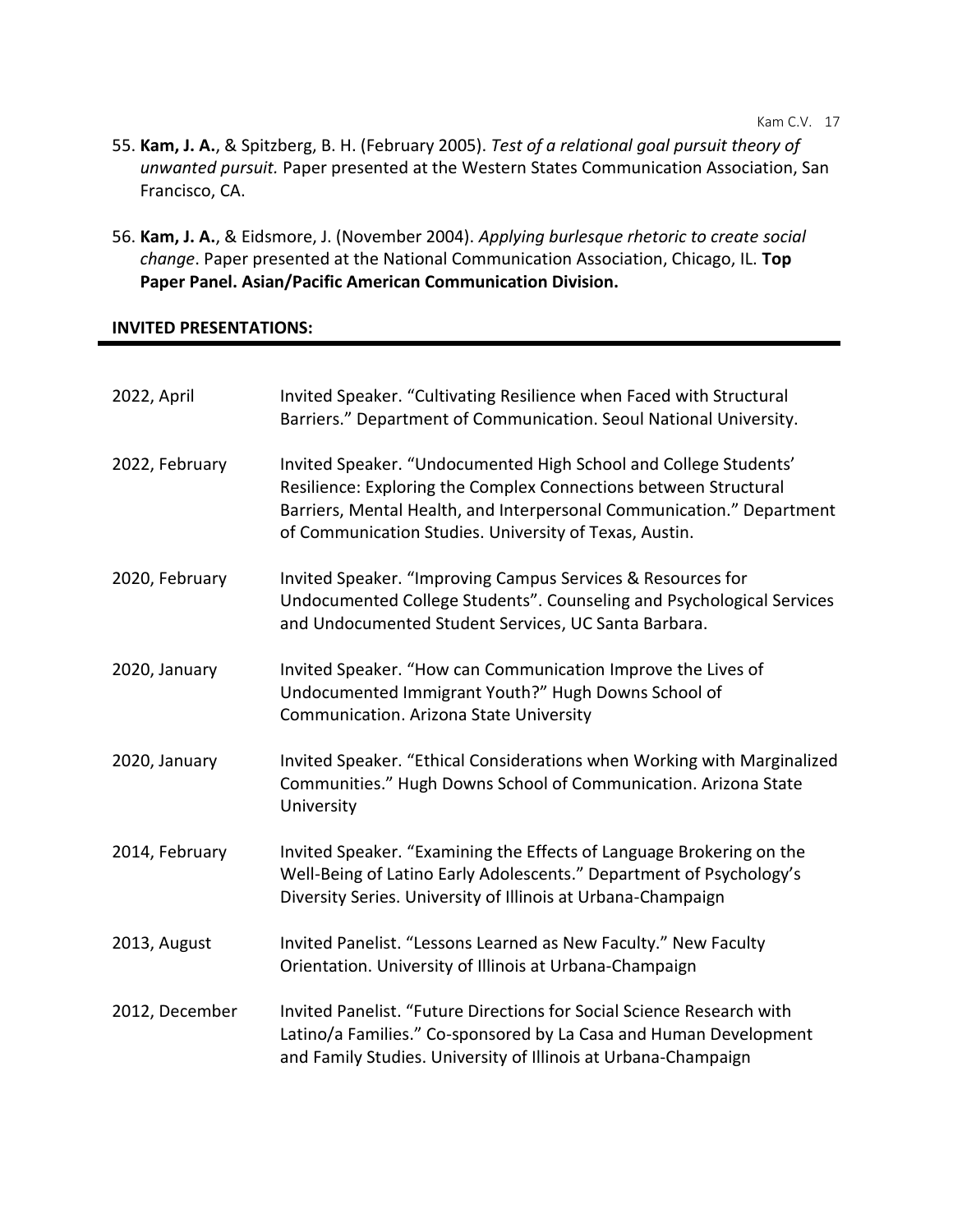55. **Kam, J. A.**, & Spitzberg, B. H. (February 2005). *Test of a relational goal pursuit theory of unwanted pursuit.* Paper presented at the Western States Communication Association, San Francisco, CA.

56. **Kam, J. A.**, & Eidsmore, J. (November 2004). *Applying burlesque rhetoric to create social change*. Paper presented at the National Communication Association, Chicago, IL. **Top Paper Panel. Asian/Pacific American Communication Division.**

## INVITED PRESENTATIONS:

| | |
|---|---|
| 2022, April | Invited Speaker. "Cultivating Resilience when Faced with Structural Barriers." Department of Communication. Seoul National University. |
| 2022, February | Invited Speaker. "Undocumented High School and College Students' Resilience: Exploring the Complex Connections between Structural Barriers, Mental Health, and Interpersonal Communication." Department of Communication Studies. University of Texas, Austin. |
| 2020, February | Invited Speaker. "Improving Campus Services & Resources for Undocumented College Students". Counseling and Psychological Services and Undocumented Student Services, UC Santa Barbara. |
| 2020, January | Invited Speaker. "How can Communication Improve the Lives of Undocumented Immigrant Youth?" Hugh Downs School of Communication. Arizona State University |
| 2020, January | Invited Speaker. "Ethical Considerations when Working with Marginalized Communities." Hugh Downs School of Communication. Arizona State University |
| 2014, February | Invited Speaker. "Examining the Effects of Language Brokering on the Well-Being of Latino Early Adolescents." Department of Psychology's Diversity Series. University of Illinois at Urbana-Champaign |
| 2013, August | Invited Panelist. "Lessons Learned as New Faculty." New Faculty Orientation. University of Illinois at Urbana-Champaign |
| 2012, December | Invited Panelist. "Future Directions for Social Science Research with Latino/a Families." Co-sponsored by La Casa and Human Development and Family Studies. University of Illinois at Urbana-Champaign |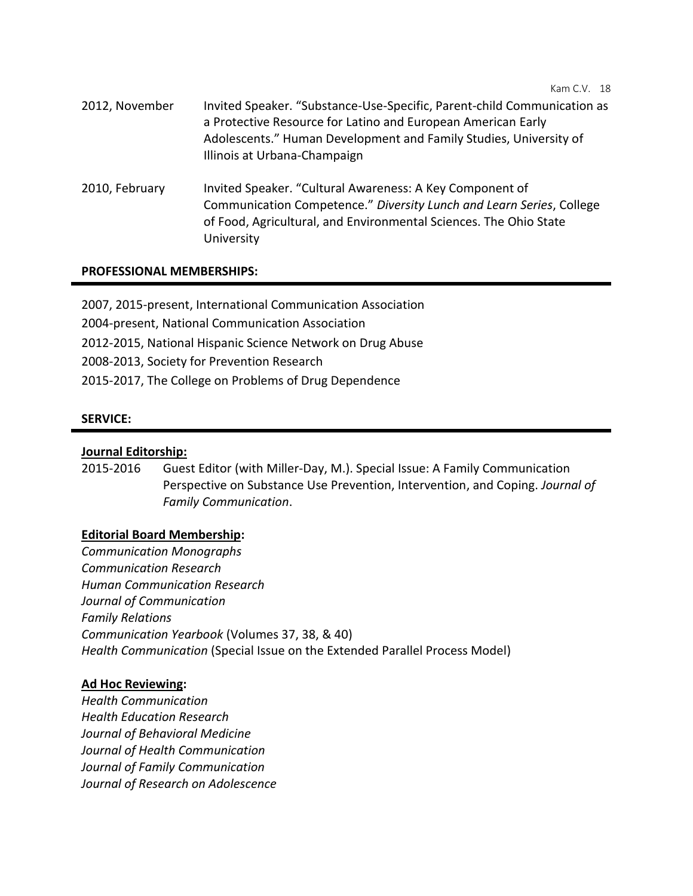2012, November Invited Speaker. "Substance-Use-Specific, Parent-child Communication as a Protective Resource for Latino and European American Early Adolescents." Human Development and Family Studies, University of Illinois at Urbana-Champaign

2010, February Invited Speaker. "Cultural Awareness: A Key Component of Communication Competence." *Diversity Lunch and Learn Series*, College of Food, Agricultural, and Environmental Sciences. The Ohio State University

## PROFESSIONAL MEMBERSHIPS:

2007, 2015-present, International Communication Association

2004-present, National Communication Association

2012-2015, National Hispanic Science Network on Drug Abuse

2008-2013, Society for Prevention Research

2015-2017, The College on Problems of Drug Dependence

## SERVICE:

### Journal Editorship:

2015-2016 Guest Editor (with Miller-Day, M.). Special Issue: A Family Communication Perspective on Substance Use Prevention, Intervention, and Coping. *Journal of Family Communication*.

### Editorial Board Membership:

*Communication Monographs*
*Communication Research*
*Human Communication Research*
*Journal of Communication*
*Family Relations*
*Communication Yearbook* (Volumes 37, 38, & 40)
*Health Communication* (Special Issue on the Extended Parallel Process Model)

### Ad Hoc Reviewing:

*Health Communication*
*Health Education Research*
*Journal of Behavioral Medicine*
*Journal of Health Communication*
*Journal of Family Communication*
*Journal of Research on Adolescence*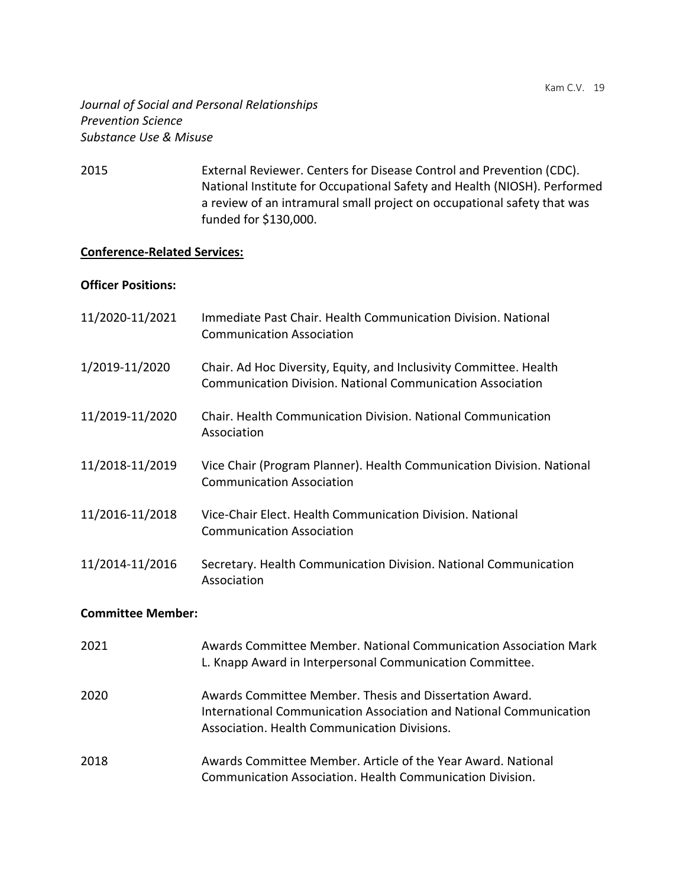*Journal of Social and Personal Relationships*
*Prevention Science*
*Substance Use & Misuse*

2015 External Reviewer. Centers for Disease Control and Prevention (CDC). National Institute for Occupational Safety and Health (NIOSH). Performed a review of an intramural small project on occupational safety that was funded for $130,000.

**<u>Conference-Related Services:</u>**

**Officer Positions:**

11/2020-11/2021 Immediate Past Chair. Health Communication Division. National Communication Association

1/2019-11/2020 Chair. Ad Hoc Diversity, Equity, and Inclusivity Committee. Health Communication Division. National Communication Association

11/2019-11/2020 Chair. Health Communication Division. National Communication Association

11/2018-11/2019 Vice Chair (Program Planner). Health Communication Division. National Communication Association

11/2016-11/2018 Vice-Chair Elect. Health Communication Division. National Communication Association

11/2014-11/2016 Secretary. Health Communication Division. National Communication Association

**Committee Member:**

2021 Awards Committee Member. National Communication Association Mark L. Knapp Award in Interpersonal Communication Committee.

2020 Awards Committee Member. Thesis and Dissertation Award. International Communication Association and National Communication Association. Health Communication Divisions.

2018 Awards Committee Member. Article of the Year Award. National Communication Association. Health Communication Division.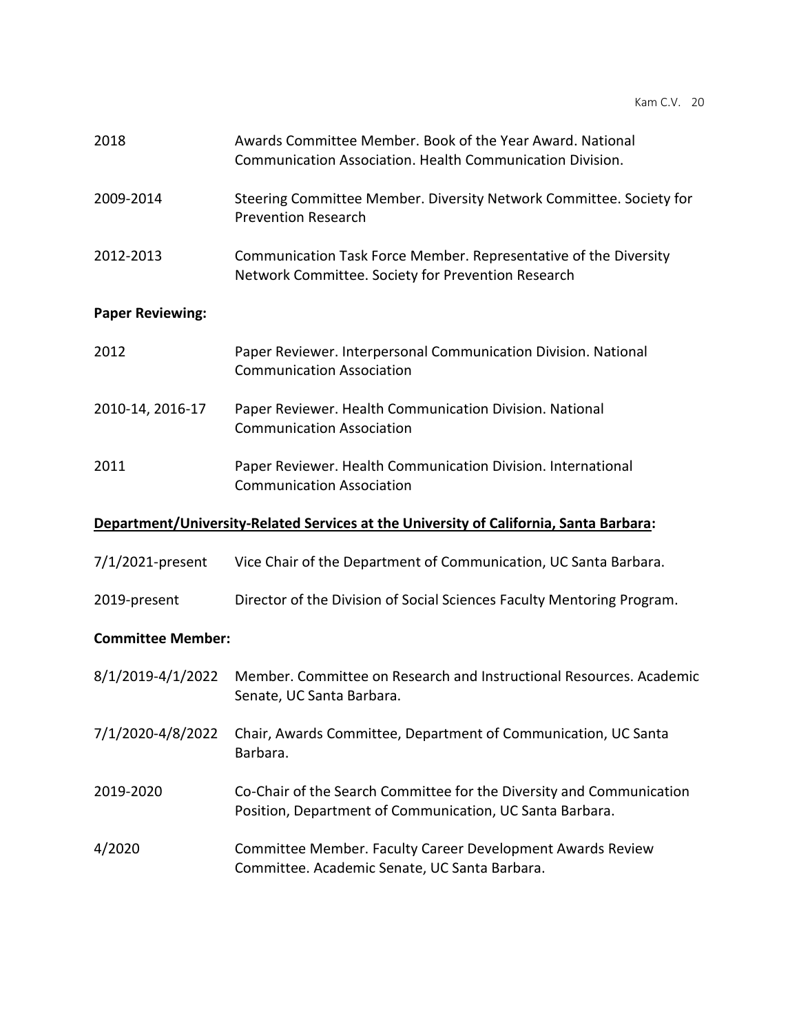2018 Awards Committee Member. Book of the Year Award. National Communication Association. Health Communication Division.

2009-2014 Steering Committee Member. Diversity Network Committee. Society for Prevention Research

2012-2013 Communication Task Force Member. Representative of the Diversity Network Committee. Society for Prevention Research

**Paper Reviewing:**

2012 Paper Reviewer. Interpersonal Communication Division. National Communication Association

2010-14, 2016-17 Paper Reviewer. Health Communication Division. National Communication Association

2011 Paper Reviewer. Health Communication Division. International Communication Association

**<u>Department/University-Related Services at the University of California, Santa Barbara</u>:**

7/1/2021-present Vice Chair of the Department of Communication, UC Santa Barbara.

2019-present Director of the Division of Social Sciences Faculty Mentoring Program.

**Committee Member:**

8/1/2019-4/1/2022 Member. Committee on Research and Instructional Resources. Academic Senate, UC Santa Barbara.

7/1/2020-4/8/2022 Chair, Awards Committee, Department of Communication, UC Santa Barbara.

2019-2020 Co-Chair of the Search Committee for the Diversity and Communication Position, Department of Communication, UC Santa Barbara.

4/2020 Committee Member. Faculty Career Development Awards Review Committee. Academic Senate, UC Santa Barbara.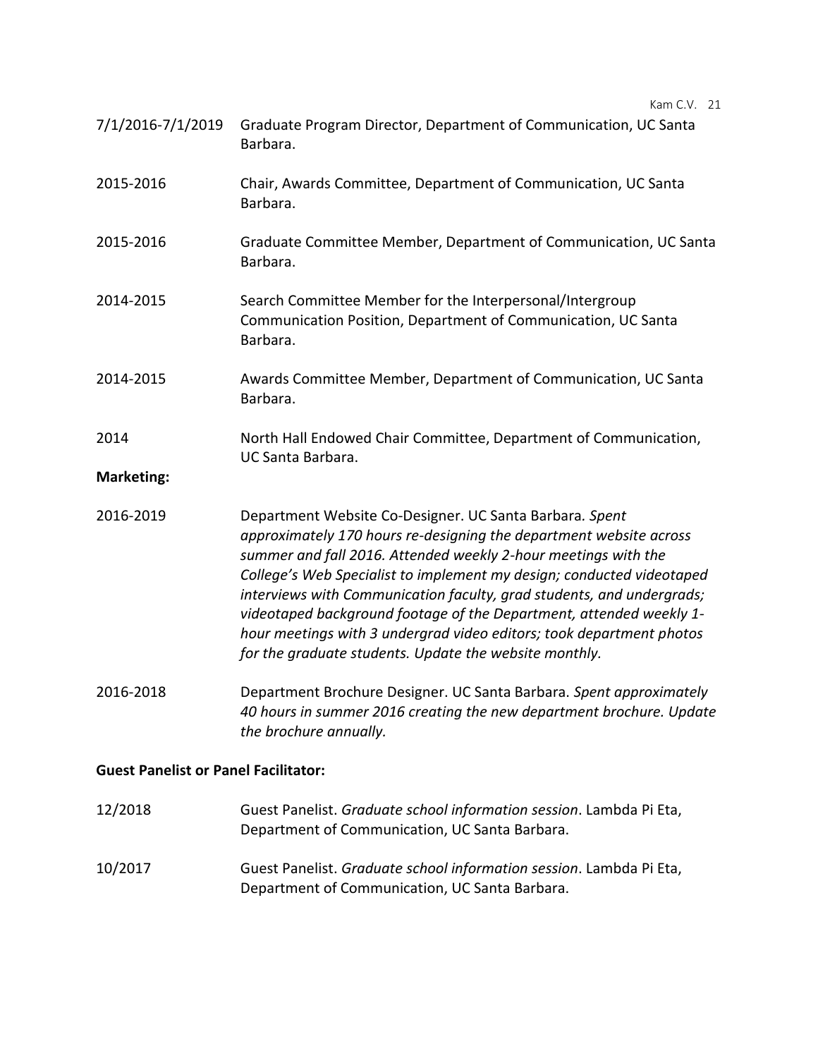7/1/2016-7/1/2019 Graduate Program Director, Department of Communication, UC Santa Barbara.

2015-2016 Chair, Awards Committee, Department of Communication, UC Santa Barbara.

2015-2016 Graduate Committee Member, Department of Communication, UC Santa Barbara.

2014-2015 Search Committee Member for the Interpersonal/Intergroup Communication Position, Department of Communication, UC Santa Barbara.

2014-2015 Awards Committee Member, Department of Communication, UC Santa Barbara.

2014 North Hall Endowed Chair Committee, Department of Communication, UC Santa Barbara.

**Marketing:**

2016-2019 Department Website Co-Designer. UC Santa Barbara. *Spent approximately 170 hours re-designing the department website across summer and fall 2016. Attended weekly 2-hour meetings with the College's Web Specialist to implement my design; conducted videotaped interviews with Communication faculty, grad students, and undergrads; videotaped background footage of the Department, attended weekly 1-hour meetings with 3 undergrad video editors; took department photos for the graduate students. Update the website monthly.*

2016-2018 Department Brochure Designer. UC Santa Barbara. *Spent approximately 40 hours in summer 2016 creating the new department brochure. Update the brochure annually.*

**Guest Panelist or Panel Facilitator:**

12/2018 Guest Panelist. *Graduate school information session*. Lambda Pi Eta, Department of Communication, UC Santa Barbara.

10/2017 Guest Panelist. *Graduate school information session*. Lambda Pi Eta, Department of Communication, UC Santa Barbara.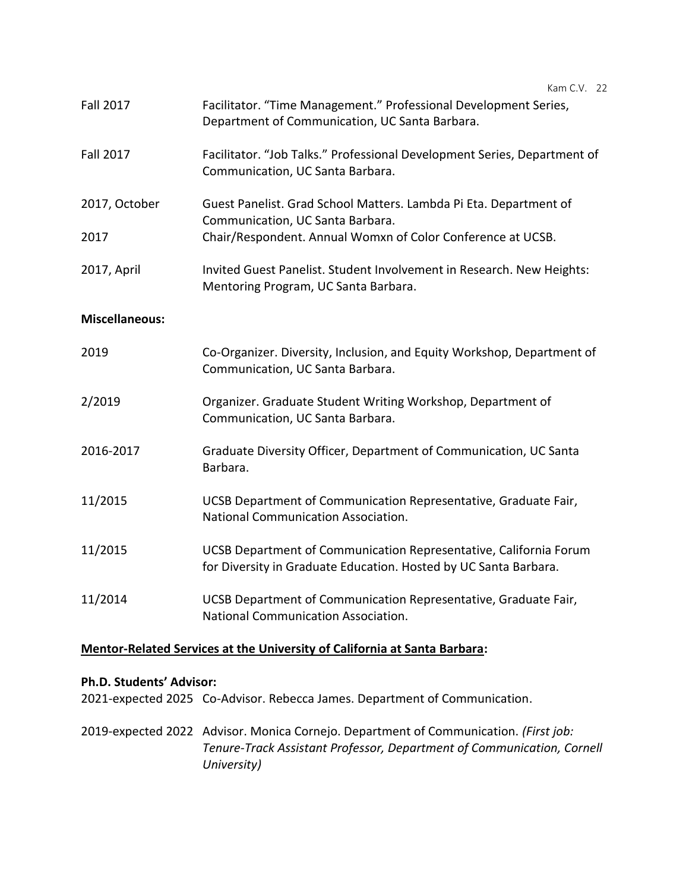Fall 2017 Facilitator. "Time Management." Professional Development Series, Department of Communication, UC Santa Barbara.

Fall 2017 Facilitator. "Job Talks." Professional Development Series, Department of Communication, UC Santa Barbara.

2017, October Guest Panelist. Grad School Matters. Lambda Pi Eta. Department of Communication, UC Santa Barbara.

2017 Chair/Respondent. Annual Womxn of Color Conference at UCSB.

2017, April Invited Guest Panelist. Student Involvement in Research. New Heights: Mentoring Program, UC Santa Barbara.

**Miscellaneous:**

2019 Co-Organizer. Diversity, Inclusion, and Equity Workshop, Department of Communication, UC Santa Barbara.

2/2019 Organizer. Graduate Student Writing Workshop, Department of Communication, UC Santa Barbara.

2016-2017 Graduate Diversity Officer, Department of Communication, UC Santa Barbara.

11/2015 UCSB Department of Communication Representative, Graduate Fair, National Communication Association.

11/2015 UCSB Department of Communication Representative, California Forum for Diversity in Graduate Education. Hosted by UC Santa Barbara.

11/2014 UCSB Department of Communication Representative, Graduate Fair, National Communication Association.

**<u>Mentor-Related Services at the University of California at Santa Barbara</u>:**

**Ph.D. Students' Advisor:**

2021-expected 2025 Co-Advisor. Rebecca James. Department of Communication.

2019-expected 2022 Advisor. Monica Cornejo. Department of Communication. *(First job: Tenure-Track Assistant Professor, Department of Communication, Cornell University)*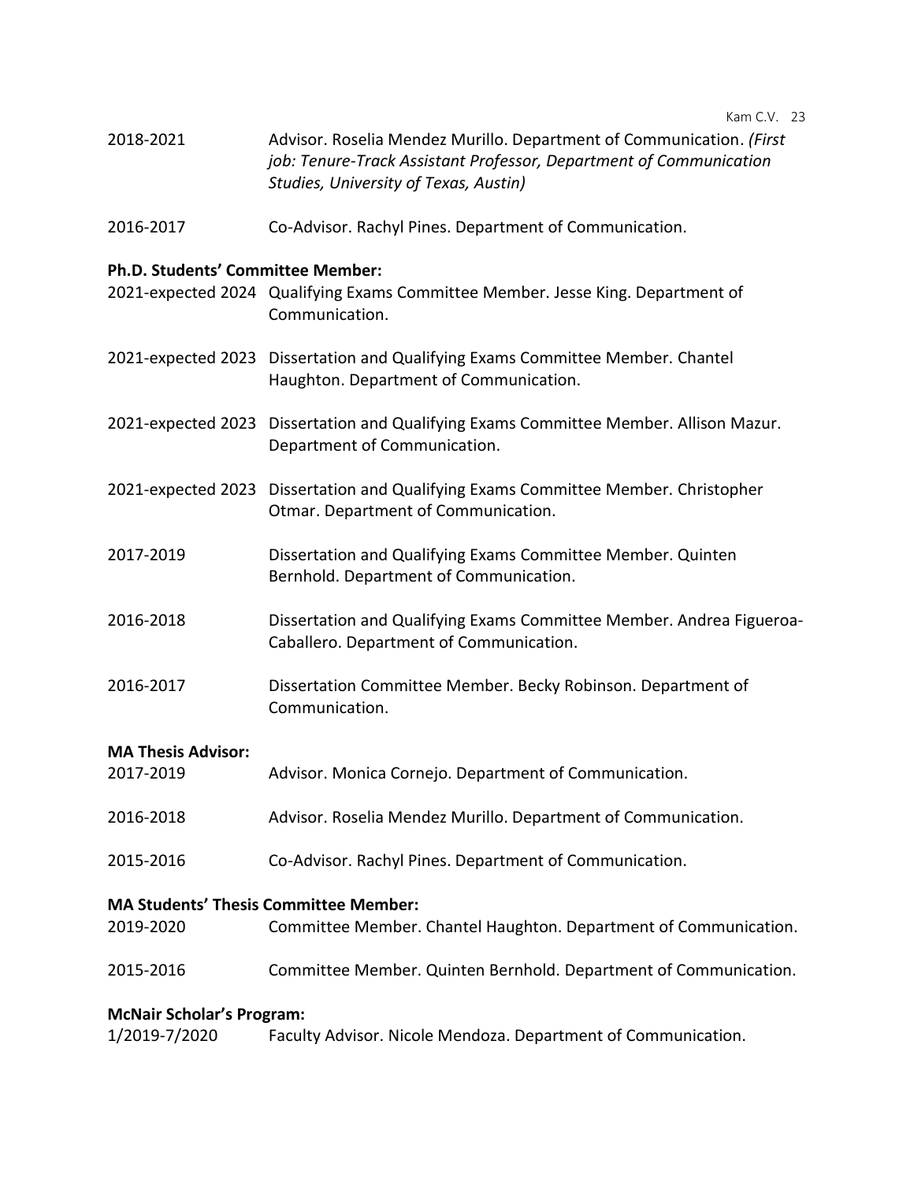2018-2021 Advisor. Roselia Mendez Murillo. Department of Communication. *(First job: Tenure-Track Assistant Professor, Department of Communication Studies, University of Texas, Austin)*

2016-2017 Co-Advisor. Rachyl Pines. Department of Communication.

**Ph.D. Students' Committee Member:**

2021-expected 2024 Qualifying Exams Committee Member. Jesse King. Department of Communication.

2021-expected 2023 Dissertation and Qualifying Exams Committee Member. Chantel Haughton. Department of Communication.

2021-expected 2023 Dissertation and Qualifying Exams Committee Member. Allison Mazur. Department of Communication.

2021-expected 2023 Dissertation and Qualifying Exams Committee Member. Christopher Otmar. Department of Communication.

2017-2019 Dissertation and Qualifying Exams Committee Member. Quinten Bernhold. Department of Communication.

2016-2018 Dissertation and Qualifying Exams Committee Member. Andrea Figueroa-Caballero. Department of Communication.

2016-2017 Dissertation Committee Member. Becky Robinson. Department of Communication.

**MA Thesis Advisor:**

2017-2019 Advisor. Monica Cornejo. Department of Communication.

2016-2018 Advisor. Roselia Mendez Murillo. Department of Communication.

2015-2016 Co-Advisor. Rachyl Pines. Department of Communication.

**MA Students' Thesis Committee Member:**

2019-2020 Committee Member. Chantel Haughton. Department of Communication.

2015-2016 Committee Member. Quinten Bernhold. Department of Communication.

**McNair Scholar's Program:**

1/2019-7/2020 Faculty Advisor. Nicole Mendoza. Department of Communication.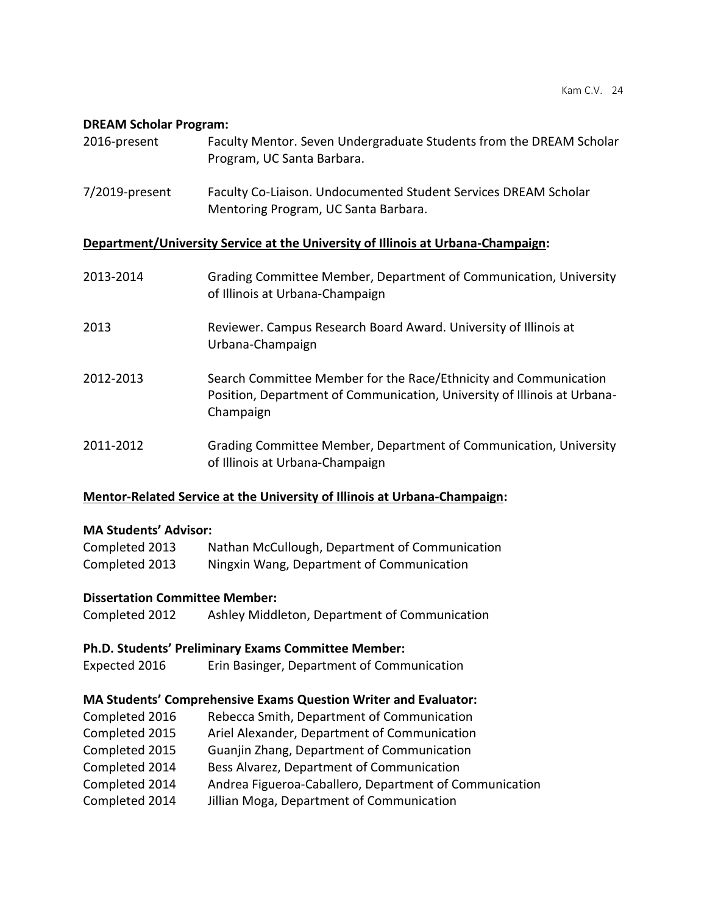**DREAM Scholar Program:**

2016-present — Faculty Mentor. Seven Undergraduate Students from the DREAM Scholar Program, UC Santa Barbara.

7/2019-present — Faculty Co-Liaison. Undocumented Student Services DREAM Scholar Mentoring Program, UC Santa Barbara.

**<u>Department/University Service at the University of Illinois at Urbana-Champaign</u>:**

2013-2014 — Grading Committee Member, Department of Communication, University of Illinois at Urbana-Champaign

2013 — Reviewer. Campus Research Board Award. University of Illinois at Urbana-Champaign

2012-2013 — Search Committee Member for the Race/Ethnicity and Communication Position, Department of Communication, University of Illinois at Urbana-Champaign

2011-2012 — Grading Committee Member, Department of Communication, University of Illinois at Urbana-Champaign

**<u>Mentor-Related Service at the University of Illinois at Urbana-Champaign</u>:**

**MA Students' Advisor:**

Completed 2013 — Nathan McCullough, Department of Communication
Completed 2013 — Ningxin Wang, Department of Communication

**Dissertation Committee Member:**

Completed 2012 — Ashley Middleton, Department of Communication

**Ph.D. Students' Preliminary Exams Committee Member:**

Expected 2016 — Erin Basinger, Department of Communication

**MA Students' Comprehensive Exams Question Writer and Evaluator:**

Completed 2016 — Rebecca Smith, Department of Communication
Completed 2015 — Ariel Alexander, Department of Communication
Completed 2015 — Guanjin Zhang, Department of Communication
Completed 2014 — Bess Alvarez, Department of Communication
Completed 2014 — Andrea Figueroa-Caballero, Department of Communication
Completed 2014 — Jillian Moga, Department of Communication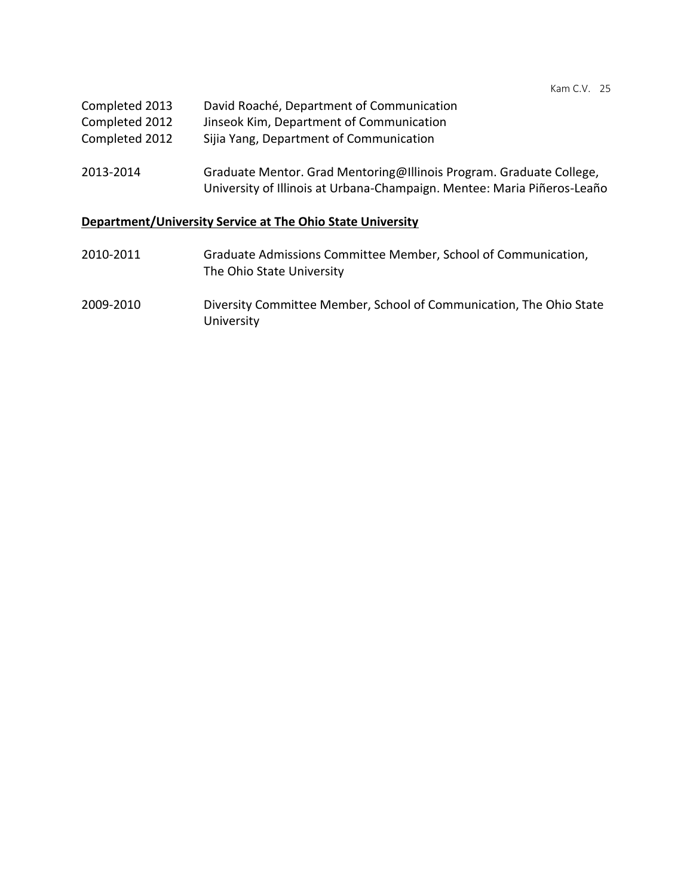Completed 2013 David Roaché, Department of Communication
Completed 2012 Jinseok Kim, Department of Communication
Completed 2012 Sijia Yang, Department of Communication

2013-2014 Graduate Mentor. Grad Mentoring@Illinois Program. Graduate College, University of Illinois at Urbana-Champaign. Mentee: Maria Piñeros-Leaño

**Department/University Service at The Ohio State University**

2010-2011 Graduate Admissions Committee Member, School of Communication, The Ohio State University

2009-2010 Diversity Committee Member, School of Communication, The Ohio State University